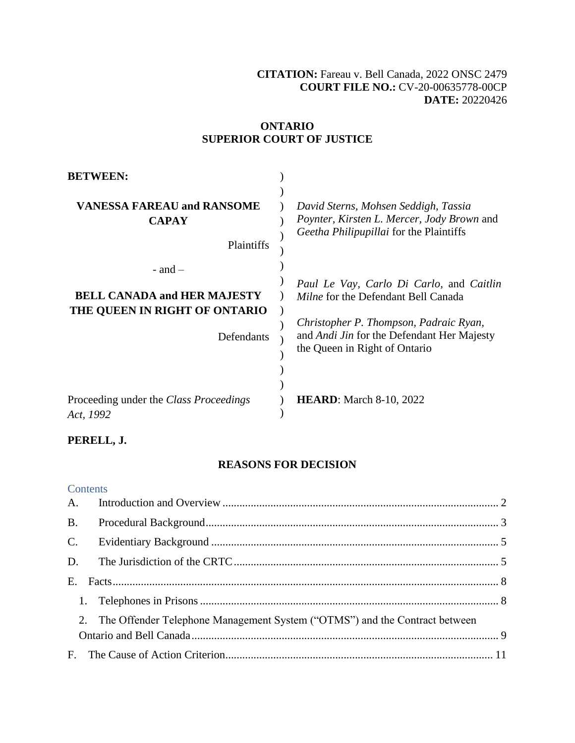**CITATION:** Fareau v. Bell Canada, 2022 ONSC 2479
**COURT FILE NO.:** CV-20-00635778-00CP
**DATE:** 20220426

**ONTARIO**
**SUPERIOR COURT OF JUSTICE**

| | |
|---|---|
| **BETWEEN:** | |
| **VANESSA FAREAU and RANSOME CAPAY** | *David Sterns, Mohsen Seddigh, Tassia Poynter, Kirsten L. Mercer, Jody Brown* and *Geetha Philipupillai* for the Plaintiffs |
| Plaintiffs | |
| - and – | |
| **BELL CANADA and HER MAJESTY THE QUEEN IN RIGHT OF ONTARIO** | *Paul Le Vay, Carlo Di Carlo,* and *Caitlin Milne* for the Defendant Bell Canada |
| Defendants | *Christopher P. Thompson, Padraic Ryan,* and *Andi Jin* for the Defendant Her Majesty the Queen in Right of Ontario |
| Proceeding under the *Class Proceedings Act, 1992* | **HEARD**: March 8-10, 2022 |

**PERELL, J.**

**REASONS FOR DECISION**

Contents

A. Introduction and Overview ..... 2

B. Procedural Background ..... 3

C. Evidentiary Background ..... 5

D. The Jurisdiction of the CRTC ..... 5

E. Facts ..... 8

1. Telephones in Prisons ..... 8

2. The Offender Telephone Management System ("OTMS") and the Contract between Ontario and Bell Canada ..... 9

F. The Cause of Action Criterion ..... 11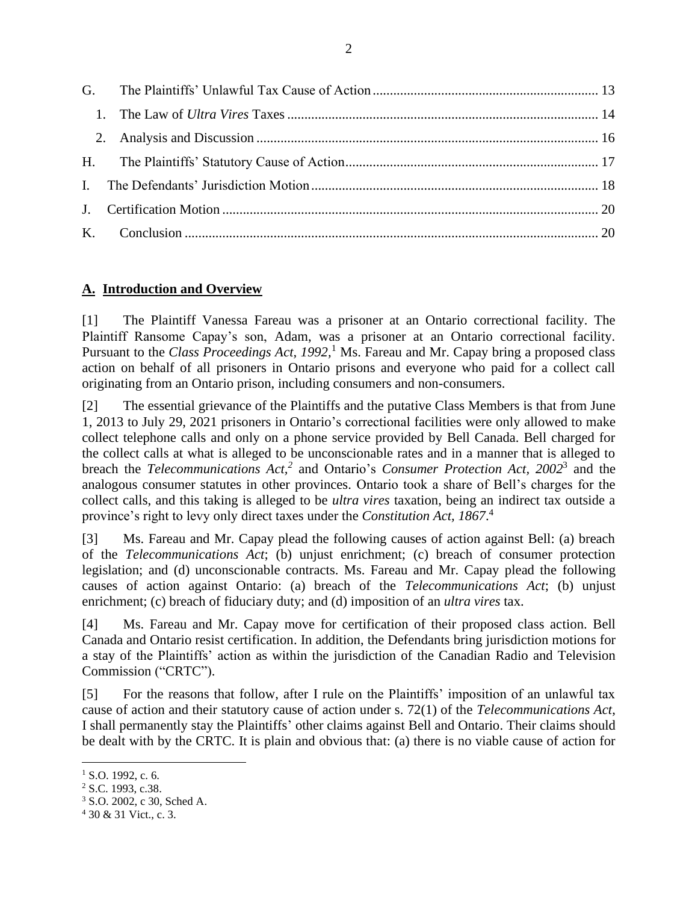| | | |
|---|---|---|
| G. | The Plaintiffs' Unlawful Tax Cause of Action | 13 |
| | 1. The Law of *Ultra Vires* Taxes | 14 |
| | 2. Analysis and Discussion | 16 |
| H. | The Plaintiffs' Statutory Cause of Action | 17 |
| I. | The Defendants' Jurisdiction Motion | 18 |
| J. | Certification Motion | 20 |
| K. | Conclusion | 20 |

## A. Introduction and Overview

[1] The Plaintiff Vanessa Fareau was a prisoner at an Ontario correctional facility. The Plaintiff Ransome Capay's son, Adam, was a prisoner at an Ontario correctional facility. Pursuant to the *Class Proceedings Act, 1992*,[1] Ms. Fareau and Mr. Capay bring a proposed class action on behalf of all prisoners in Ontario prisons and everyone who paid for a collect call originating from an Ontario prison, including consumers and non-consumers.

[2] The essential grievance of the Plaintiffs and the putative Class Members is that from June 1, 2013 to July 29, 2021 prisoners in Ontario's correctional facilities were only allowed to make collect telephone calls and only on a phone service provided by Bell Canada. Bell charged for the collect calls at what is alleged to be unconscionable rates and in a manner that is alleged to breach the *Telecommunications Act*,[2] and Ontario's *Consumer Protection Act, 2002*[3] and the analogous consumer statutes in other provinces. Ontario took a share of Bell's charges for the collect calls, and this taking is alleged to be *ultra vires* taxation, being an indirect tax outside a province's right to levy only direct taxes under the *Constitution Act, 1867*.[4]

[3] Ms. Fareau and Mr. Capay plead the following causes of action against Bell: (a) breach of the *Telecommunications Act*; (b) unjust enrichment; (c) breach of consumer protection legislation; and (d) unconscionable contracts. Ms. Fareau and Mr. Capay plead the following causes of action against Ontario: (a) breach of the *Telecommunications Act*; (b) unjust enrichment; (c) breach of fiduciary duty; and (d) imposition of an *ultra vires* tax.

[4] Ms. Fareau and Mr. Capay move for certification of their proposed class action. Bell Canada and Ontario resist certification. In addition, the Defendants bring jurisdiction motions for a stay of the Plaintiffs' action as within the jurisdiction of the Canadian Radio and Television Commission ("CRTC").

[5] For the reasons that follow, after I rule on the Plaintiffs' imposition of an unlawful tax cause of action and their statutory cause of action under s. 72(1) of the *Telecommunications Act*, I shall permanently stay the Plaintiffs' other claims against Bell and Ontario. Their claims should be dealt with by the CRTC. It is plain and obvious that: (a) there is no viable cause of action for

---

[1] S.O. 1992, c. 6.

[2] S.C. 1993, c.38.

[3] S.O. 2002, c 30, Sched A.

[4] 30 & 31 Vict., c. 3.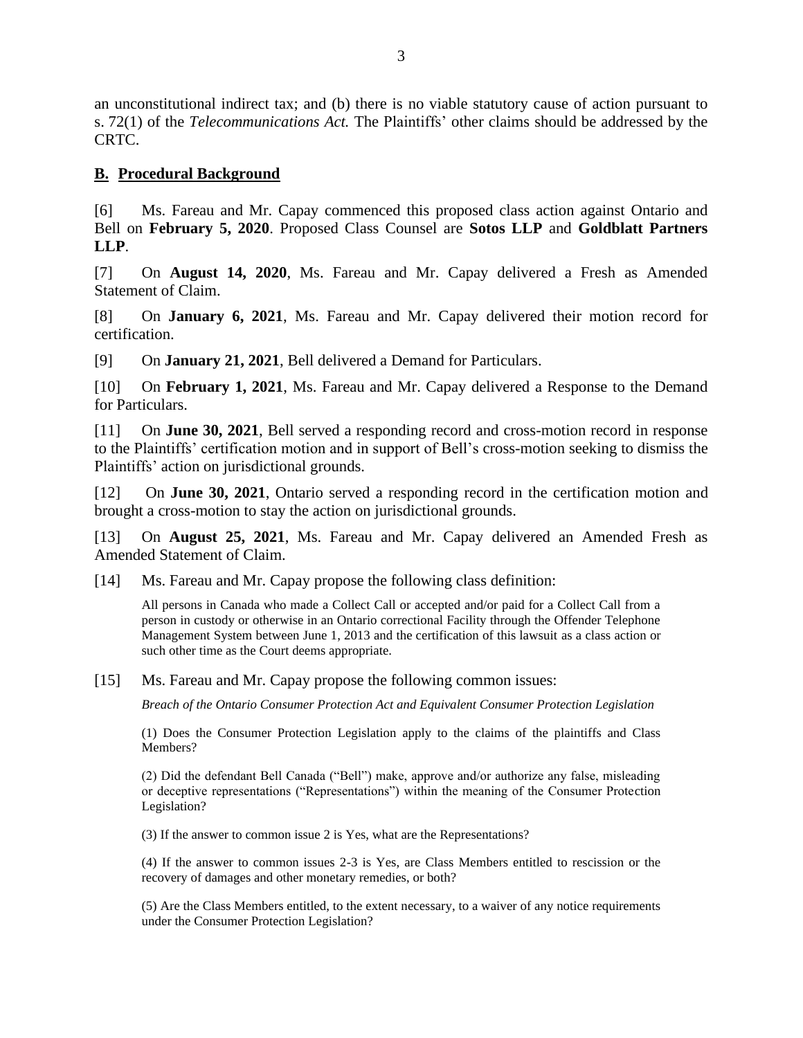an unconstitutional indirect tax; and (b) there is no viable statutory cause of action pursuant to s. 72(1) of the *Telecommunications Act.* The Plaintiffs' other claims should be addressed by the CRTC.

## **B. Procedural Background**

[6] Ms. Fareau and Mr. Capay commenced this proposed class action against Ontario and Bell on **February 5, 2020**. Proposed Class Counsel are **Sotos LLP** and **Goldblatt Partners LLP**.

[7] On **August 14, 2020**, Ms. Fareau and Mr. Capay delivered a Fresh as Amended Statement of Claim.

[8] On **January 6, 2021**, Ms. Fareau and Mr. Capay delivered their motion record for certification.

[9] On **January 21, 2021**, Bell delivered a Demand for Particulars.

[10] On **February 1, 2021**, Ms. Fareau and Mr. Capay delivered a Response to the Demand for Particulars.

[11] On **June 30, 2021**, Bell served a responding record and cross-motion record in response to the Plaintiffs' certification motion and in support of Bell's cross-motion seeking to dismiss the Plaintiffs' action on jurisdictional grounds.

[12] On **June 30, 2021**, Ontario served a responding record in the certification motion and brought a cross-motion to stay the action on jurisdictional grounds.

[13] On **August 25, 2021**, Ms. Fareau and Mr. Capay delivered an Amended Fresh as Amended Statement of Claim.

[14] Ms. Fareau and Mr. Capay propose the following class definition:

> All persons in Canada who made a Collect Call or accepted and/or paid for a Collect Call from a person in custody or otherwise in an Ontario correctional Facility through the Offender Telephone Management System between June 1, 2013 and the certification of this lawsuit as a class action or such other time as the Court deems appropriate.

[15] Ms. Fareau and Mr. Capay propose the following common issues:

> *Breach of the Ontario Consumer Protection Act and Equivalent Consumer Protection Legislation*
>
> (1) Does the Consumer Protection Legislation apply to the claims of the plaintiffs and Class Members?
>
> (2) Did the defendant Bell Canada ("Bell") make, approve and/or authorize any false, misleading or deceptive representations ("Representations") within the meaning of the Consumer Protection Legislation?
>
> (3) If the answer to common issue 2 is Yes, what are the Representations?
>
> (4) If the answer to common issues 2-3 is Yes, are Class Members entitled to rescission or the recovery of damages and other monetary remedies, or both?
>
> (5) Are the Class Members entitled, to the extent necessary, to a waiver of any notice requirements under the Consumer Protection Legislation?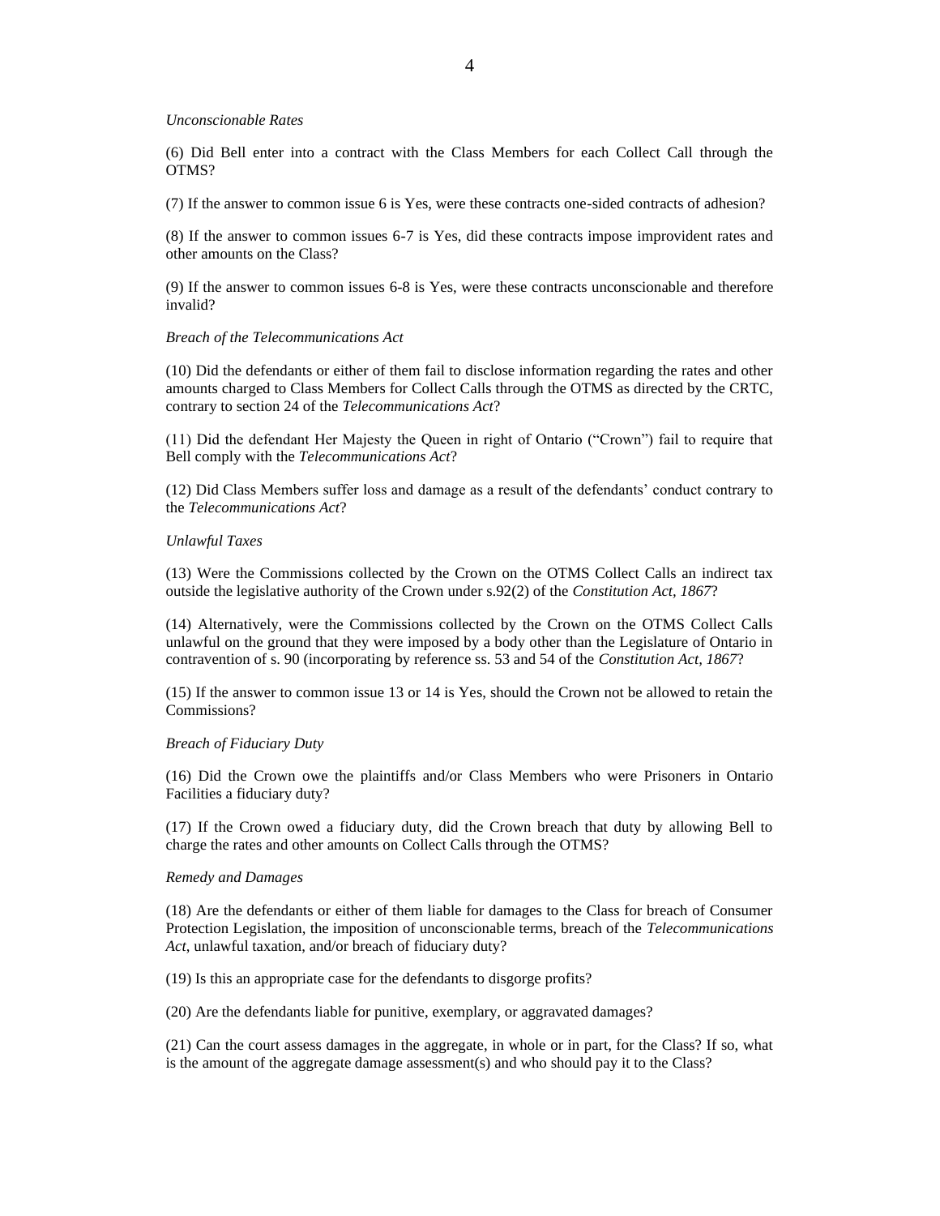*Unconscionable Rates*

(6) Did Bell enter into a contract with the Class Members for each Collect Call through the OTMS?

(7) If the answer to common issue 6 is Yes, were these contracts one-sided contracts of adhesion?

(8) If the answer to common issues 6-7 is Yes, did these contracts impose improvident rates and other amounts on the Class?

(9) If the answer to common issues 6-8 is Yes, were these contracts unconscionable and therefore invalid?

*Breach of the Telecommunications Act*

(10) Did the defendants or either of them fail to disclose information regarding the rates and other amounts charged to Class Members for Collect Calls through the OTMS as directed by the CRTC, contrary to section 24 of the *Telecommunications Act*?

(11) Did the defendant Her Majesty the Queen in right of Ontario ("Crown") fail to require that Bell comply with the *Telecommunications Act*?

(12) Did Class Members suffer loss and damage as a result of the defendants' conduct contrary to the *Telecommunications Act*?

*Unlawful Taxes*

(13) Were the Commissions collected by the Crown on the OTMS Collect Calls an indirect tax outside the legislative authority of the Crown under s.92(2) of the *Constitution Act, 1867*?

(14) Alternatively, were the Commissions collected by the Crown on the OTMS Collect Calls unlawful on the ground that they were imposed by a body other than the Legislature of Ontario in contravention of s. 90 (incorporating by reference ss. 53 and 54 of the *Constitution Act, 1867*?

(15) If the answer to common issue 13 or 14 is Yes, should the Crown not be allowed to retain the Commissions?

*Breach of Fiduciary Duty*

(16) Did the Crown owe the plaintiffs and/or Class Members who were Prisoners in Ontario Facilities a fiduciary duty?

(17) If the Crown owed a fiduciary duty, did the Crown breach that duty by allowing Bell to charge the rates and other amounts on Collect Calls through the OTMS?

*Remedy and Damages*

(18) Are the defendants or either of them liable for damages to the Class for breach of Consumer Protection Legislation, the imposition of unconscionable terms, breach of the *Telecommunications Act*, unlawful taxation, and/or breach of fiduciary duty?

(19) Is this an appropriate case for the defendants to disgorge profits?

(20) Are the defendants liable for punitive, exemplary, or aggravated damages?

(21) Can the court assess damages in the aggregate, in whole or in part, for the Class? If so, what is the amount of the aggregate damage assessment(s) and who should pay it to the Class?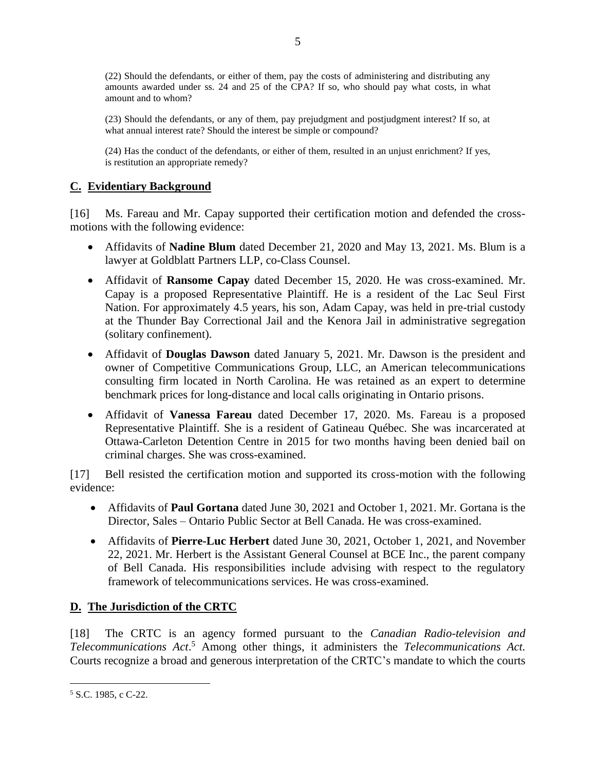(22) Should the defendants, or either of them, pay the costs of administering and distributing any amounts awarded under ss. 24 and 25 of the CPA? If so, who should pay what costs, in what amount and to whom?

(23) Should the defendants, or any of them, pay prejudgment and postjudgment interest? If so, at what annual interest rate? Should the interest be simple or compound?

(24) Has the conduct of the defendants, or either of them, resulted in an unjust enrichment? If yes, is restitution an appropriate remedy?

## C. Evidentiary Background

[16] Ms. Fareau and Mr. Capay supported their certification motion and defended the cross-motions with the following evidence:

- Affidavits of **Nadine Blum** dated December 21, 2020 and May 13, 2021. Ms. Blum is a lawyer at Goldblatt Partners LLP, co-Class Counsel.
- Affidavit of **Ransome Capay** dated December 15, 2020. He was cross-examined. Mr. Capay is a proposed Representative Plaintiff. He is a resident of the Lac Seul First Nation. For approximately 4.5 years, his son, Adam Capay, was held in pre-trial custody at the Thunder Bay Correctional Jail and the Kenora Jail in administrative segregation (solitary confinement).
- Affidavit of **Douglas Dawson** dated January 5, 2021. Mr. Dawson is the president and owner of Competitive Communications Group, LLC, an American telecommunications consulting firm located in North Carolina. He was retained as an expert to determine benchmark prices for long-distance and local calls originating in Ontario prisons.
- Affidavit of **Vanessa Fareau** dated December 17, 2020. Ms. Fareau is a proposed Representative Plaintiff. She is a resident of Gatineau Québec. She was incarcerated at Ottawa-Carleton Detention Centre in 2015 for two months having been denied bail on criminal charges. She was cross-examined.

[17] Bell resisted the certification motion and supported its cross-motion with the following evidence:

- Affidavits of **Paul Gortana** dated June 30, 2021 and October 1, 2021. Mr. Gortana is the Director, Sales – Ontario Public Sector at Bell Canada. He was cross-examined.
- Affidavits of **Pierre-Luc Herbert** dated June 30, 2021, October 1, 2021, and November 22, 2021. Mr. Herbert is the Assistant General Counsel at BCE Inc., the parent company of Bell Canada. His responsibilities include advising with respect to the regulatory framework of telecommunications services. He was cross-examined.

## D. The Jurisdiction of the CRTC

[18] The CRTC is an agency formed pursuant to the *Canadian Radio-television and Telecommunications Act*.[5] Among other things, it administers the *Telecommunications Act.* Courts recognize a broad and generous interpretation of the CRTC's mandate to which the courts

[5] S.C. 1985, c C-22.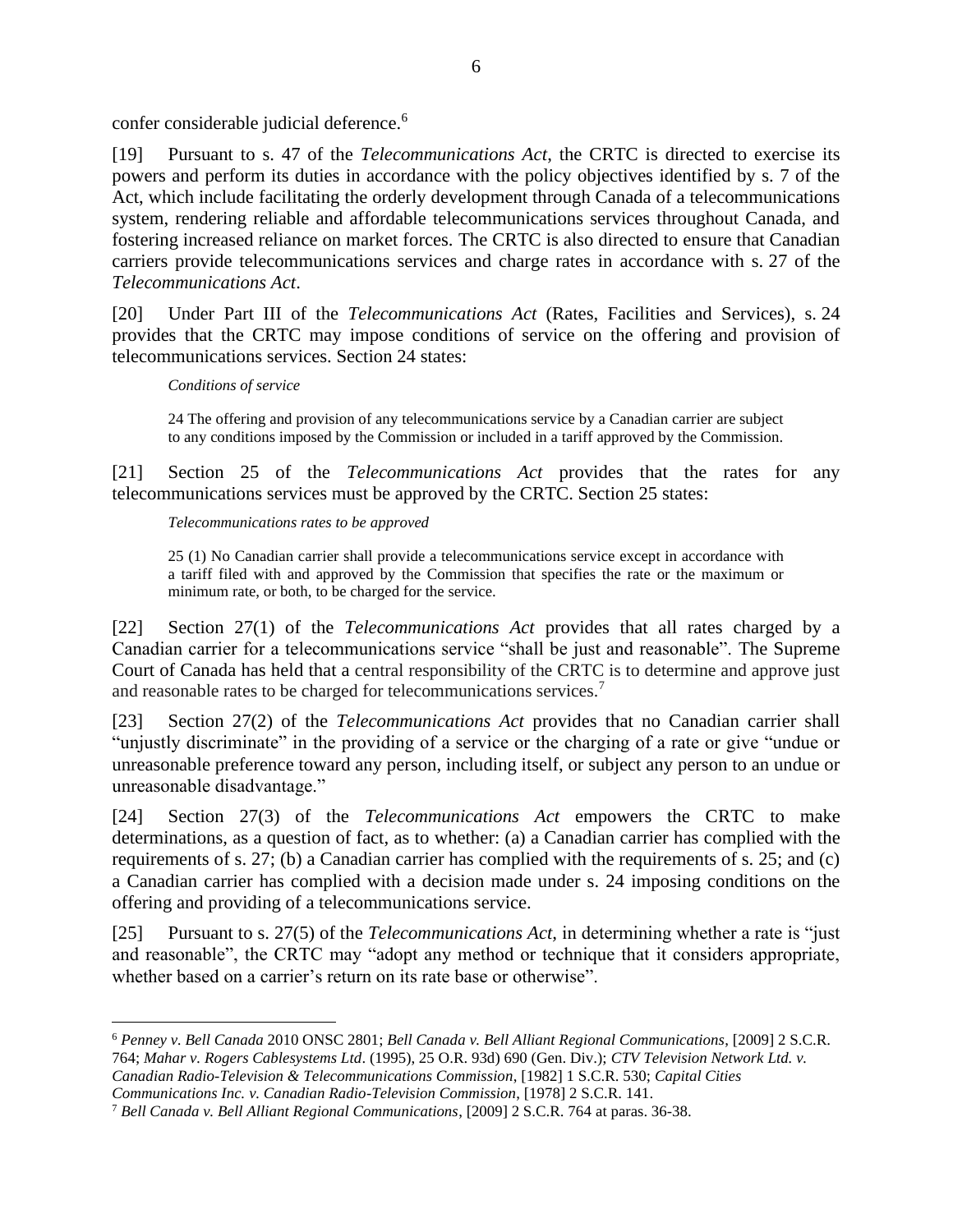confer considerable judicial deference.[6]

[19] Pursuant to s. 47 of the *Telecommunications Act*, the CRTC is directed to exercise its powers and perform its duties in accordance with the policy objectives identified by s. 7 of the Act, which include facilitating the orderly development through Canada of a telecommunications system, rendering reliable and affordable telecommunications services throughout Canada, and fostering increased reliance on market forces. The CRTC is also directed to ensure that Canadian carriers provide telecommunications services and charge rates in accordance with s. 27 of the *Telecommunications Act*.

[20] Under Part III of the *Telecommunications Act* (Rates, Facilities and Services), s. 24 provides that the CRTC may impose conditions of service on the offering and provision of telecommunications services. Section 24 states:

> *Conditions of service*
>
> 24 The offering and provision of any telecommunications service by a Canadian carrier are subject to any conditions imposed by the Commission or included in a tariff approved by the Commission.

[21] Section 25 of the *Telecommunications Act* provides that the rates for any telecommunications services must be approved by the CRTC. Section 25 states:

> *Telecommunications rates to be approved*
>
> 25 (1) No Canadian carrier shall provide a telecommunications service except in accordance with a tariff filed with and approved by the Commission that specifies the rate or the maximum or minimum rate, or both, to be charged for the service.

[22] Section 27(1) of the *Telecommunications Act* provides that all rates charged by a Canadian carrier for a telecommunications service "shall be just and reasonable". The Supreme Court of Canada has held that a central responsibility of the CRTC is to determine and approve just and reasonable rates to be charged for telecommunications services.[7]

[23] Section 27(2) of the *Telecommunications Act* provides that no Canadian carrier shall "unjustly discriminate" in the providing of a service or the charging of a rate or give "undue or unreasonable preference toward any person, including itself, or subject any person to an undue or unreasonable disadvantage."

[24] Section 27(3) of the *Telecommunications Act* empowers the CRTC to make determinations, as a question of fact, as to whether: (a) a Canadian carrier has complied with the requirements of s. 27; (b) a Canadian carrier has complied with the requirements of s. 25; and (c) a Canadian carrier has complied with a decision made under s. 24 imposing conditions on the offering and providing of a telecommunications service.

[25] Pursuant to s. 27(5) of the *Telecommunications Act*, in determining whether a rate is "just and reasonable", the CRTC may "adopt any method or technique that it considers appropriate, whether based on a carrier's return on its rate base or otherwise".

---

[6] *Penney v. Bell Canada* 2010 ONSC 2801; *Bell Canada v. Bell Alliant Regional Communications*, [2009] 2 S.C.R. 764; *Mahar v. Rogers Cablesystems Ltd*. (1995), 25 O.R. 93d) 690 (Gen. Div.); *CTV Television Network Ltd. v. Canadian Radio-Television & Telecommunications Commission*, [1982] 1 S.C.R. 530; *Capital Cities Communications Inc. v. Canadian Radio-Television Commission*, [1978] 2 S.C.R. 141.

[7] *Bell Canada v. Bell Alliant Regional Communications*, [2009] 2 S.C.R. 764 at paras. 36-38.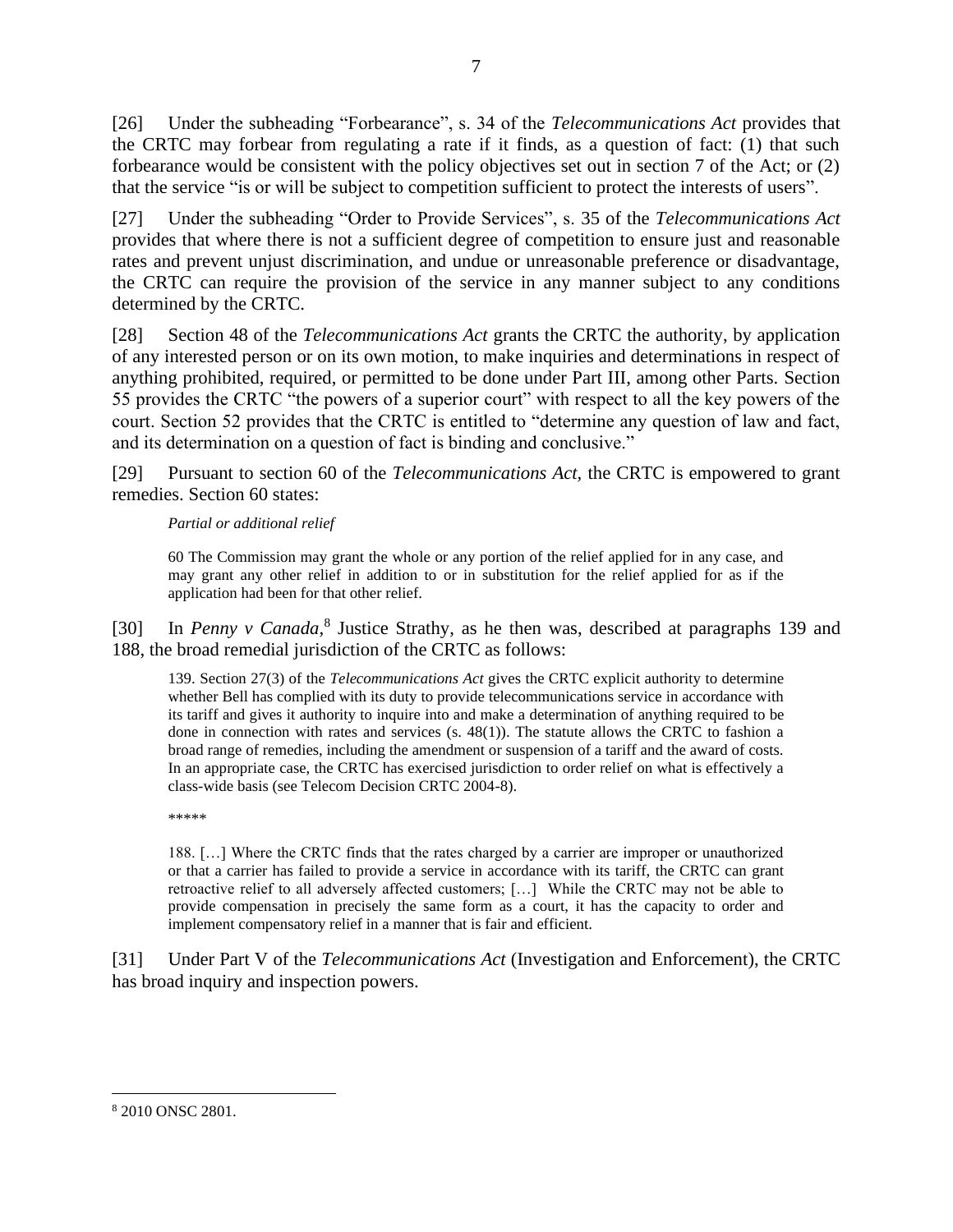[26] Under the subheading "Forbearance", s. 34 of the *Telecommunications Act* provides that the CRTC may forbear from regulating a rate if it finds, as a question of fact: (1) that such forbearance would be consistent with the policy objectives set out in section 7 of the Act; or (2) that the service "is or will be subject to competition sufficient to protect the interests of users".

[27] Under the subheading "Order to Provide Services", s. 35 of the *Telecommunications Act* provides that where there is not a sufficient degree of competition to ensure just and reasonable rates and prevent unjust discrimination, and undue or unreasonable preference or disadvantage, the CRTC can require the provision of the service in any manner subject to any conditions determined by the CRTC.

[28] Section 48 of the *Telecommunications Act* grants the CRTC the authority, by application of any interested person or on its own motion, to make inquiries and determinations in respect of anything prohibited, required, or permitted to be done under Part III, among other Parts. Section 55 provides the CRTC "the powers of a superior court" with respect to all the key powers of the court. Section 52 provides that the CRTC is entitled to "determine any question of law and fact, and its determination on a question of fact is binding and conclusive."

[29] Pursuant to section 60 of the *Telecommunications Act*, the CRTC is empowered to grant remedies. Section 60 states:

> *Partial or additional relief*
>
> 60 The Commission may grant the whole or any portion of the relief applied for in any case, and may grant any other relief in addition to or in substitution for the relief applied for as if the application had been for that other relief.

[30] In *Penny v Canada*,[8] Justice Strathy, as he then was, described at paragraphs 139 and 188, the broad remedial jurisdiction of the CRTC as follows:

> 139. Section 27(3) of the *Telecommunications Act* gives the CRTC explicit authority to determine whether Bell has complied with its duty to provide telecommunications service in accordance with its tariff and gives it authority to inquire into and make a determination of anything required to be done in connection with rates and services (s. 48(1)). The statute allows the CRTC to fashion a broad range of remedies, including the amendment or suspension of a tariff and the award of costs. In an appropriate case, the CRTC has exercised jurisdiction to order relief on what is effectively a class-wide basis (see Telecom Decision CRTC 2004-8).
>
> *****
>
> 188. […] Where the CRTC finds that the rates charged by a carrier are improper or unauthorized or that a carrier has failed to provide a service in accordance with its tariff, the CRTC can grant retroactive relief to all adversely affected customers; […] While the CRTC may not be able to provide compensation in precisely the same form as a court, it has the capacity to order and implement compensatory relief in a manner that is fair and efficient.

[31] Under Part V of the *Telecommunications Act* (Investigation and Enforcement), the CRTC has broad inquiry and inspection powers.

---

[8] 2010 ONSC 2801.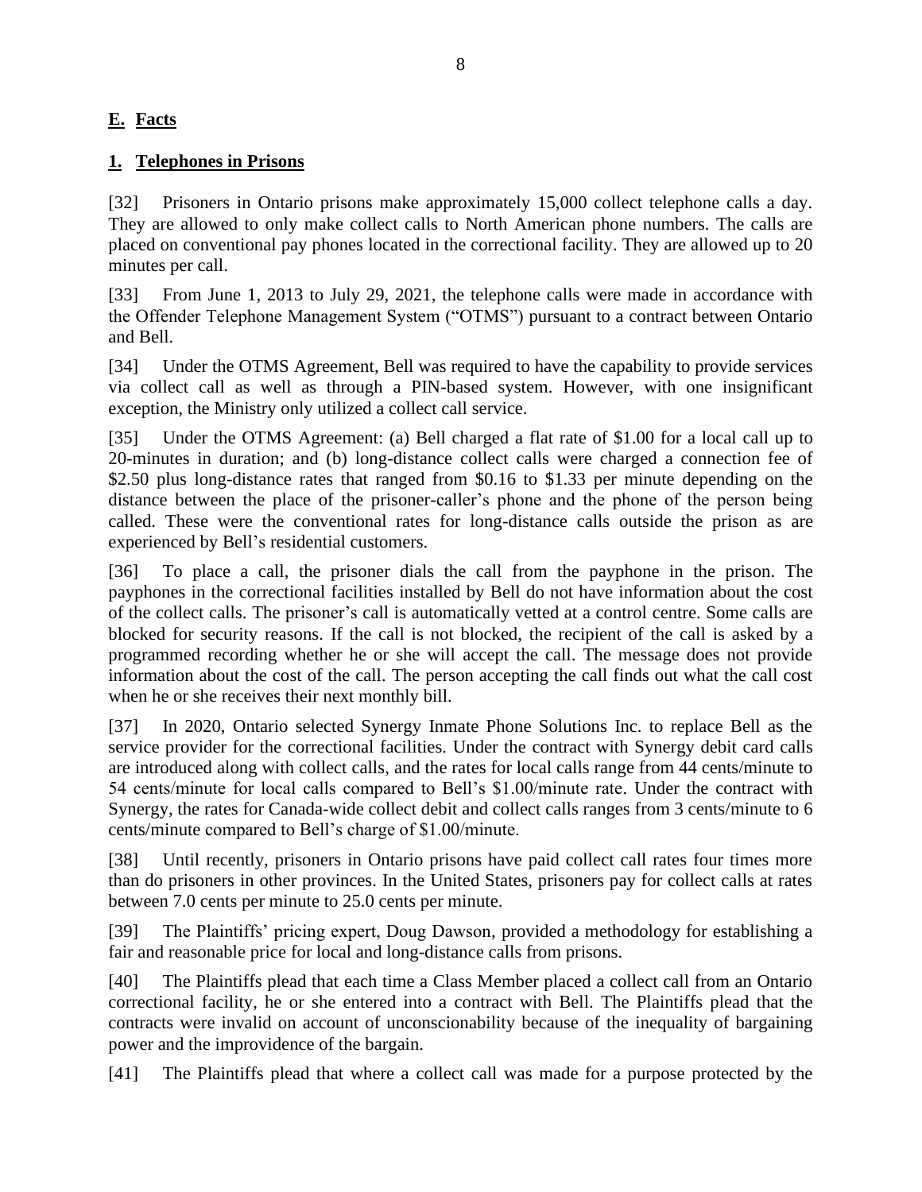## E. Facts

### 1. Telephones in Prisons

[32] Prisoners in Ontario prisons make approximately 15,000 collect telephone calls a day. They are allowed to only make collect calls to North American phone numbers. The calls are placed on conventional pay phones located in the correctional facility. They are allowed up to 20 minutes per call.

[33] From June 1, 2013 to July 29, 2021, the telephone calls were made in accordance with the Offender Telephone Management System ("OTMS") pursuant to a contract between Ontario and Bell.

[34] Under the OTMS Agreement, Bell was required to have the capability to provide services via collect call as well as through a PIN-based system. However, with one insignificant exception, the Ministry only utilized a collect call service.

[35] Under the OTMS Agreement: (a) Bell charged a flat rate of $1.00 for a local call up to 20-minutes in duration; and (b) long-distance collect calls were charged a connection fee of $2.50 plus long-distance rates that ranged from $0.16 to $1.33 per minute depending on the distance between the place of the prisoner-caller's phone and the phone of the person being called. These were the conventional rates for long-distance calls outside the prison as are experienced by Bell's residential customers.

[36] To place a call, the prisoner dials the call from the payphone in the prison. The payphones in the correctional facilities installed by Bell do not have information about the cost of the collect calls. The prisoner's call is automatically vetted at a control centre. Some calls are blocked for security reasons. If the call is not blocked, the recipient of the call is asked by a programmed recording whether he or she will accept the call. The message does not provide information about the cost of the call. The person accepting the call finds out what the call cost when he or she receives their next monthly bill.

[37] In 2020, Ontario selected Synergy Inmate Phone Solutions Inc. to replace Bell as the service provider for the correctional facilities. Under the contract with Synergy debit card calls are introduced along with collect calls, and the rates for local calls range from 44 cents/minute to 54 cents/minute for local calls compared to Bell's $1.00/minute rate. Under the contract with Synergy, the rates for Canada-wide collect debit and collect calls ranges from 3 cents/minute to 6 cents/minute compared to Bell's charge of $1.00/minute.

[38] Until recently, prisoners in Ontario prisons have paid collect call rates four times more than do prisoners in other provinces. In the United States, prisoners pay for collect calls at rates between 7.0 cents per minute to 25.0 cents per minute.

[39] The Plaintiffs' pricing expert, Doug Dawson, provided a methodology for establishing a fair and reasonable price for local and long-distance calls from prisons.

[40] The Plaintiffs plead that each time a Class Member placed a collect call from an Ontario correctional facility, he or she entered into a contract with Bell. The Plaintiffs plead that the contracts were invalid on account of unconscionability because of the inequality of bargaining power and the improvidence of the bargain.

[41] The Plaintiffs plead that where a collect call was made for a purpose protected by the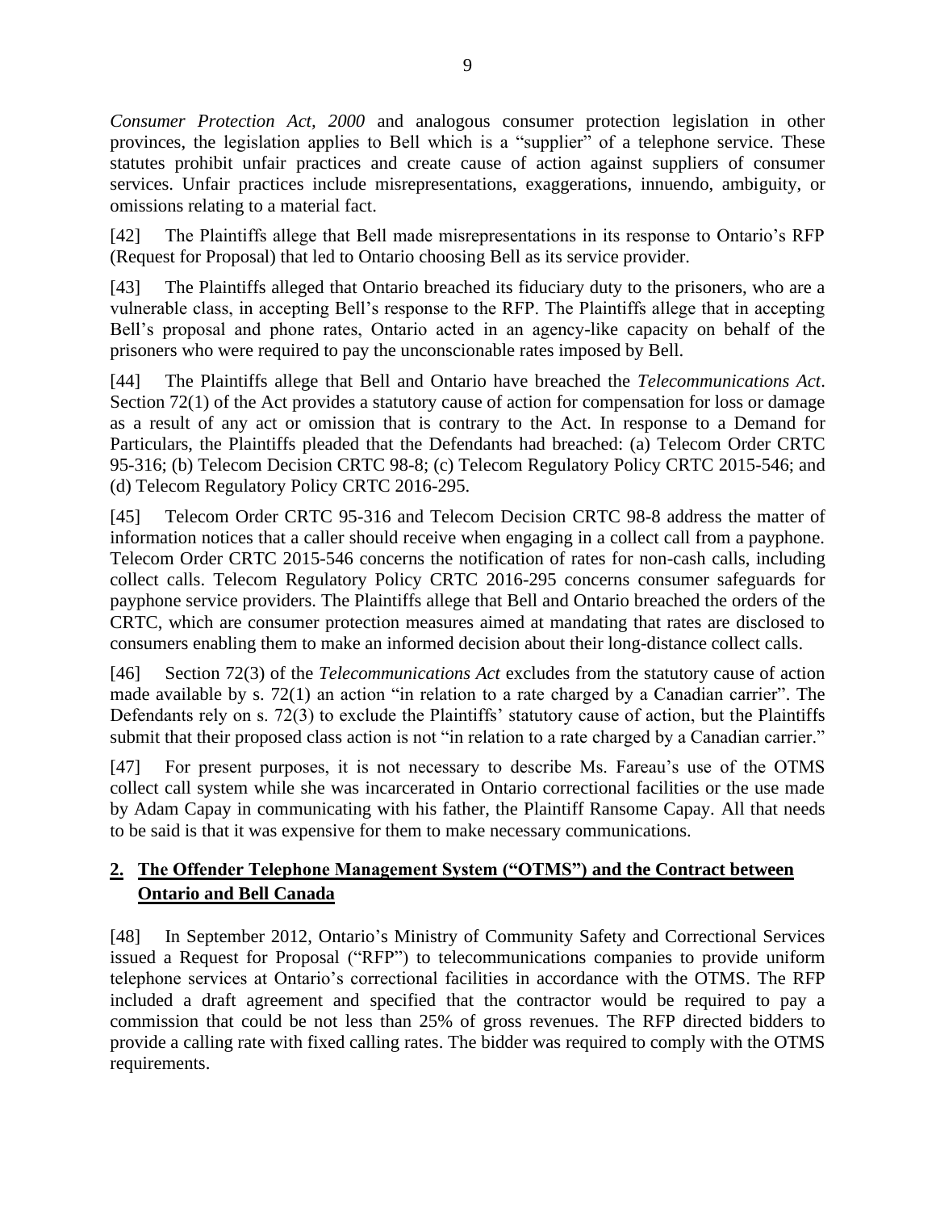*Consumer Protection Act, 2000* and analogous consumer protection legislation in other provinces, the legislation applies to Bell which is a "supplier" of a telephone service. These statutes prohibit unfair practices and create cause of action against suppliers of consumer services. Unfair practices include misrepresentations, exaggerations, innuendo, ambiguity, or omissions relating to a material fact.

[42] The Plaintiffs allege that Bell made misrepresentations in its response to Ontario's RFP (Request for Proposal) that led to Ontario choosing Bell as its service provider.

[43] The Plaintiffs alleged that Ontario breached its fiduciary duty to the prisoners, who are a vulnerable class, in accepting Bell's response to the RFP. The Plaintiffs allege that in accepting Bell's proposal and phone rates, Ontario acted in an agency-like capacity on behalf of the prisoners who were required to pay the unconscionable rates imposed by Bell.

[44] The Plaintiffs allege that Bell and Ontario have breached the *Telecommunications Act*. Section 72(1) of the Act provides a statutory cause of action for compensation for loss or damage as a result of any act or omission that is contrary to the Act. In response to a Demand for Particulars, the Plaintiffs pleaded that the Defendants had breached: (a) Telecom Order CRTC 95-316; (b) Telecom Decision CRTC 98-8; (c) Telecom Regulatory Policy CRTC 2015-546; and (d) Telecom Regulatory Policy CRTC 2016-295.

[45] Telecom Order CRTC 95-316 and Telecom Decision CRTC 98-8 address the matter of information notices that a caller should receive when engaging in a collect call from a payphone. Telecom Order CRTC 2015-546 concerns the notification of rates for non-cash calls, including collect calls. Telecom Regulatory Policy CRTC 2016-295 concerns consumer safeguards for payphone service providers. The Plaintiffs allege that Bell and Ontario breached the orders of the CRTC, which are consumer protection measures aimed at mandating that rates are disclosed to consumers enabling them to make an informed decision about their long-distance collect calls.

[46] Section 72(3) of the *Telecommunications Act* excludes from the statutory cause of action made available by s. 72(1) an action "in relation to a rate charged by a Canadian carrier". The Defendants rely on s. 72(3) to exclude the Plaintiffs' statutory cause of action, but the Plaintiffs submit that their proposed class action is not "in relation to a rate charged by a Canadian carrier."

[47] For present purposes, it is not necessary to describe Ms. Fareau's use of the OTMS collect call system while she was incarcerated in Ontario correctional facilities or the use made by Adam Capay in communicating with his father, the Plaintiff Ransome Capay. All that needs to be said is that it was expensive for them to make necessary communications.

## 2. The Offender Telephone Management System ("OTMS") and the Contract between Ontario and Bell Canada

[48] In September 2012, Ontario's Ministry of Community Safety and Correctional Services issued a Request for Proposal ("RFP") to telecommunications companies to provide uniform telephone services at Ontario's correctional facilities in accordance with the OTMS. The RFP included a draft agreement and specified that the contractor would be required to pay a commission that could be not less than 25% of gross revenues. The RFP directed bidders to provide a calling rate with fixed calling rates. The bidder was required to comply with the OTMS requirements.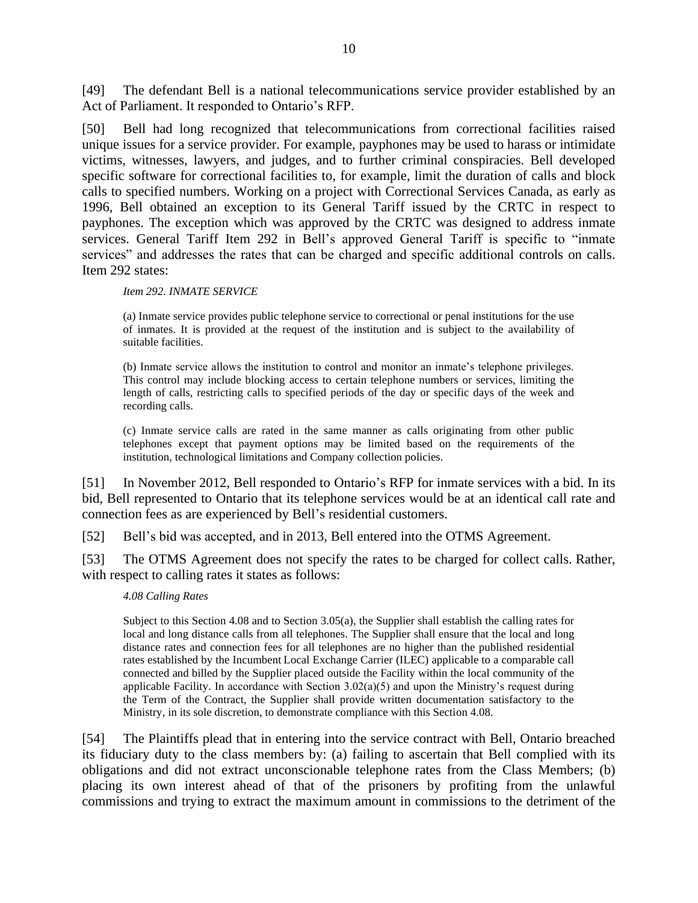[49] The defendant Bell is a national telecommunications service provider established by an Act of Parliament. It responded to Ontario's RFP.

[50] Bell had long recognized that telecommunications from correctional facilities raised unique issues for a service provider. For example, payphones may be used to harass or intimidate victims, witnesses, lawyers, and judges, and to further criminal conspiracies. Bell developed specific software for correctional facilities to, for example, limit the duration of calls and block calls to specified numbers. Working on a project with Correctional Services Canada, as early as 1996, Bell obtained an exception to its General Tariff issued by the CRTC in respect to payphones. The exception which was approved by the CRTC was designed to address inmate services. General Tariff Item 292 in Bell's approved General Tariff is specific to "inmate services" and addresses the rates that can be charged and specific additional controls on calls. Item 292 states:

> *Item 292. INMATE SERVICE*
>
> (a) Inmate service provides public telephone service to correctional or penal institutions for the use of inmates. It is provided at the request of the institution and is subject to the availability of suitable facilities.
>
> (b) Inmate service allows the institution to control and monitor an inmate's telephone privileges. This control may include blocking access to certain telephone numbers or services, limiting the length of calls, restricting calls to specified periods of the day or specific days of the week and recording calls.
>
> (c) Inmate service calls are rated in the same manner as calls originating from other public telephones except that payment options may be limited based on the requirements of the institution, technological limitations and Company collection policies.

[51] In November 2012, Bell responded to Ontario's RFP for inmate services with a bid. In its bid, Bell represented to Ontario that its telephone services would be at an identical call rate and connection fees as are experienced by Bell's residential customers.

[52] Bell's bid was accepted, and in 2013, Bell entered into the OTMS Agreement.

[53] The OTMS Agreement does not specify the rates to be charged for collect calls. Rather, with respect to calling rates it states as follows:

> *4.08 Calling Rates*
>
> Subject to this Section 4.08 and to Section 3.05(a), the Supplier shall establish the calling rates for local and long distance calls from all telephones. The Supplier shall ensure that the local and long distance rates and connection fees for all telephones are no higher than the published residential rates established by the Incumbent Local Exchange Carrier (ILEC) applicable to a comparable call connected and billed by the Supplier placed outside the Facility within the local community of the applicable Facility. In accordance with Section 3.02(a)(5) and upon the Ministry's request during the Term of the Contract, the Supplier shall provide written documentation satisfactory to the Ministry, in its sole discretion, to demonstrate compliance with this Section 4.08.

[54] The Plaintiffs plead that in entering into the service contract with Bell, Ontario breached its fiduciary duty to the class members by: (a) failing to ascertain that Bell complied with its obligations and did not extract unconscionable telephone rates from the Class Members; (b) placing its own interest ahead of that of the prisoners by profiting from the unlawful commissions and trying to extract the maximum amount in commissions to the detriment of the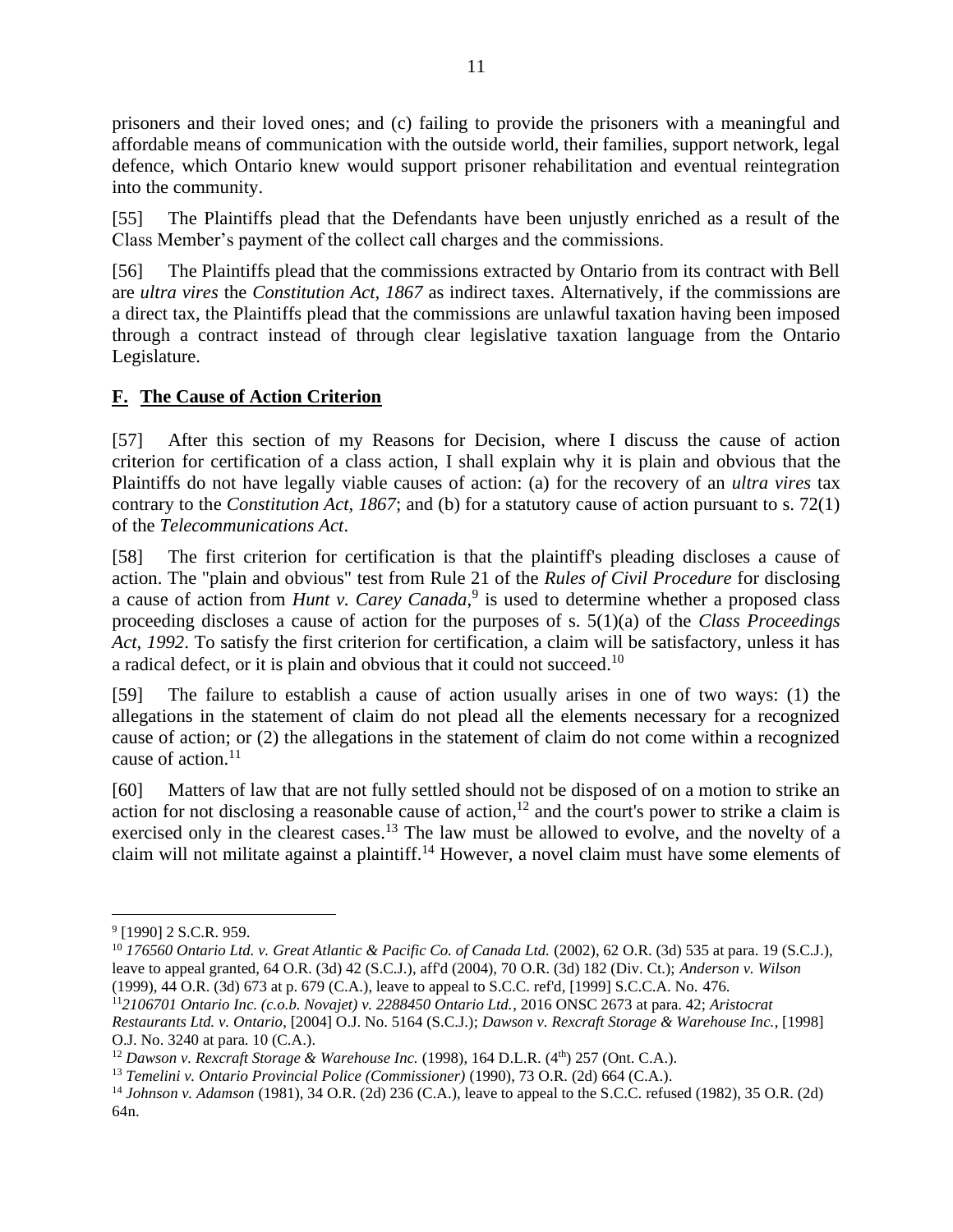prisoners and their loved ones; and (c) failing to provide the prisoners with a meaningful and affordable means of communication with the outside world, their families, support network, legal defence, which Ontario knew would support prisoner rehabilitation and eventual reintegration into the community.

[55] The Plaintiffs plead that the Defendants have been unjustly enriched as a result of the Class Member's payment of the collect call charges and the commissions.

[56] The Plaintiffs plead that the commissions extracted by Ontario from its contract with Bell are *ultra vires* the *Constitution Act, 1867* as indirect taxes. Alternatively, if the commissions are a direct tax, the Plaintiffs plead that the commissions are unlawful taxation having been imposed through a contract instead of through clear legislative taxation language from the Ontario Legislature.

## F. The Cause of Action Criterion

[57] After this section of my Reasons for Decision, where I discuss the cause of action criterion for certification of a class action, I shall explain why it is plain and obvious that the Plaintiffs do not have legally viable causes of action: (a) for the recovery of an *ultra vires* tax contrary to the *Constitution Act, 1867*; and (b) for a statutory cause of action pursuant to s. 72(1) of the *Telecommunications Act*.

[58] The first criterion for certification is that the plaintiff's pleading discloses a cause of action. The "plain and obvious" test from Rule 21 of the *Rules of Civil Procedure* for disclosing a cause of action from *Hunt v. Carey Canada*,[9] is used to determine whether a proposed class proceeding discloses a cause of action for the purposes of s. 5(1)(a) of the *Class Proceedings Act, 1992*. To satisfy the first criterion for certification, a claim will be satisfactory, unless it has a radical defect, or it is plain and obvious that it could not succeed.[10]

[59] The failure to establish a cause of action usually arises in one of two ways: (1) the allegations in the statement of claim do not plead all the elements necessary for a recognized cause of action; or (2) the allegations in the statement of claim do not come within a recognized cause of action.[11]

[60] Matters of law that are not fully settled should not be disposed of on a motion to strike an action for not disclosing a reasonable cause of action,[12] and the court's power to strike a claim is exercised only in the clearest cases.[13] The law must be allowed to evolve, and the novelty of a claim will not militate against a plaintiff.[14] However, a novel claim must have some elements of

---

[9] [1990] 2 S.C.R. 959.

[10] *176560 Ontario Ltd. v. Great Atlantic & Pacific Co. of Canada Ltd.* (2002), 62 O.R. (3d) 535 at para. 19 (S.C.J.), leave to appeal granted, 64 O.R. (3d) 42 (S.C.J.), aff'd (2004), 70 O.R. (3d) 182 (Div. Ct.); *Anderson v. Wilson* (1999), 44 O.R. (3d) 673 at p. 679 (C.A.), leave to appeal to S.C.C. ref'd, [1999] S.C.C.A. No. 476.

[11] *2106701 Ontario Inc. (c.o.b. Novajet) v. 2288450 Ontario Ltd.*, 2016 ONSC 2673 at para. 42; *Aristocrat Restaurants Ltd. v. Ontario*, [2004] O.J. No. 5164 (S.C.J.); *Dawson v. Rexcraft Storage & Warehouse Inc.*, [1998] O.J. No. 3240 at para. 10 (C.A.).

[12] *Dawson v. Rexcraft Storage & Warehouse Inc.* (1998), 164 D.L.R. (4th) 257 (Ont. C.A.).

[13] *Temelini v. Ontario Provincial Police (Commissioner)* (1990), 73 O.R. (2d) 664 (C.A.).

[14] *Johnson v. Adamson* (1981), 34 O.R. (2d) 236 (C.A.), leave to appeal to the S.C.C. refused (1982), 35 O.R. (2d) 64n.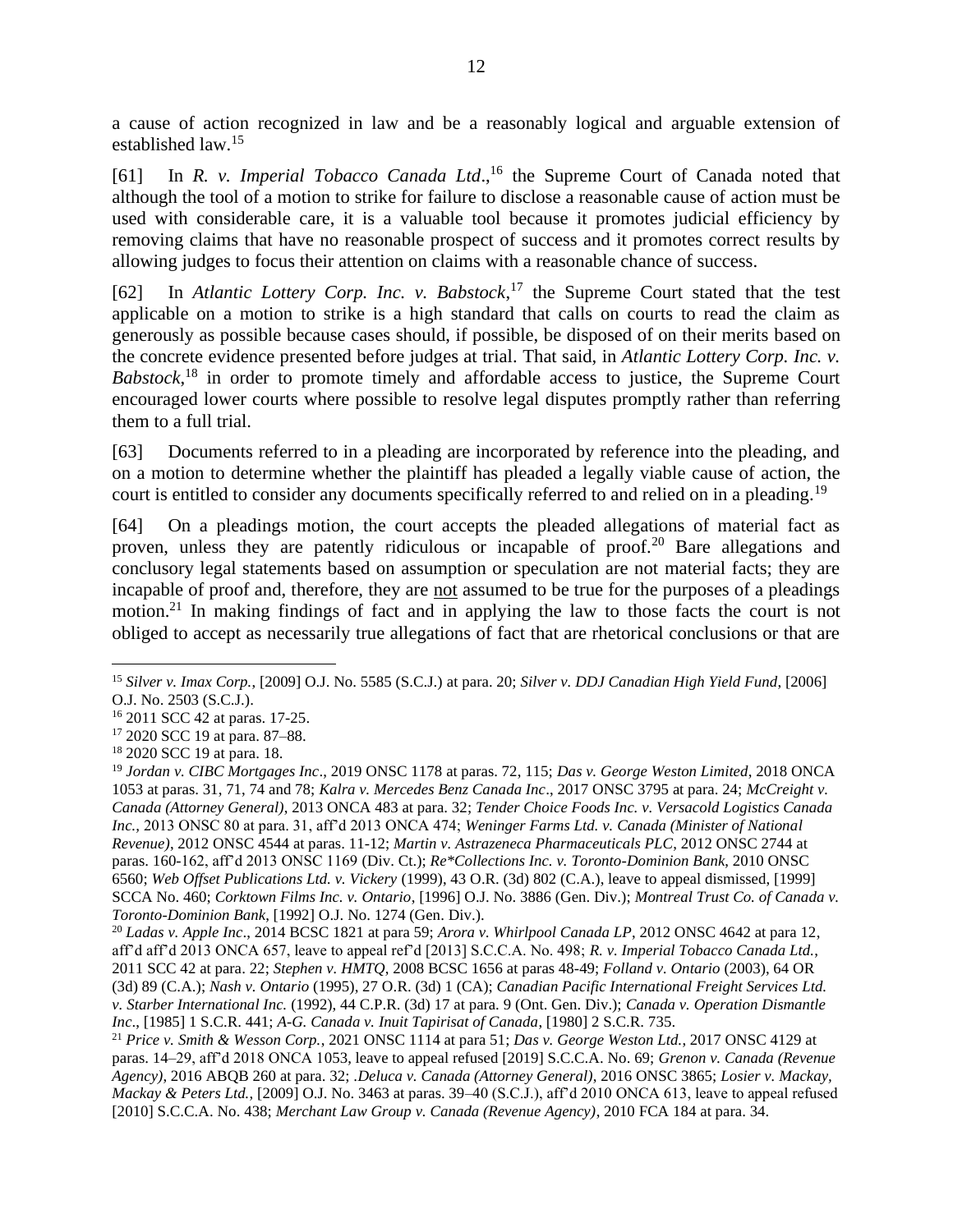a cause of action recognized in law and be a reasonably logical and arguable extension of established law.[15]

[61] In *R. v. Imperial Tobacco Canada Ltd*.,[16] the Supreme Court of Canada noted that although the tool of a motion to strike for failure to disclose a reasonable cause of action must be used with considerable care, it is a valuable tool because it promotes judicial efficiency by removing claims that have no reasonable prospect of success and it promotes correct results by allowing judges to focus their attention on claims with a reasonable chance of success.

[62] In *Atlantic Lottery Corp. Inc. v. Babstock*,[17] the Supreme Court stated that the test applicable on a motion to strike is a high standard that calls on courts to read the claim as generously as possible because cases should, if possible, be disposed of on their merits based on the concrete evidence presented before judges at trial. That said, in *Atlantic Lottery Corp. Inc. v. Babstock*,[18] in order to promote timely and affordable access to justice, the Supreme Court encouraged lower courts where possible to resolve legal disputes promptly rather than referring them to a full trial.

[63] Documents referred to in a pleading are incorporated by reference into the pleading, and on a motion to determine whether the plaintiff has pleaded a legally viable cause of action, the court is entitled to consider any documents specifically referred to and relied on in a pleading.[19]

[64] On a pleadings motion, the court accepts the pleaded allegations of material fact as proven, unless they are patently ridiculous or incapable of proof.[20] Bare allegations and conclusory legal statements based on assumption or speculation are not material facts; they are incapable of proof and, therefore, they are <u>not</u> assumed to be true for the purposes of a pleadings motion.[21] In making findings of fact and in applying the law to those facts the court is not obliged to accept as necessarily true allegations of fact that are rhetorical conclusions or that are

---

[15] *Silver v. Imax Corp.*, [2009] O.J. No. 5585 (S.C.J.) at para. 20; *Silver v. DDJ Canadian High Yield Fund*, [2006] O.J. No. 2503 (S.C.J.).

[16] 2011 SCC 42 at paras. 17-25.

[17] 2020 SCC 19 at para. 87–88.

[18] 2020 SCC 19 at para. 18.

[19] *Jordan v. CIBC Mortgages Inc*., 2019 ONSC 1178 at paras. 72, 115; *Das v. George Weston Limited*, 2018 ONCA 1053 at paras. 31, 71, 74 and 78; *Kalra v. Mercedes Benz Canada Inc*., 2017 ONSC 3795 at para. 24; *McCreight v. Canada (Attorney General)*, 2013 ONCA 483 at para. 32; *Tender Choice Foods Inc. v. Versacold Logistics Canada Inc.*, 2013 ONSC 80 at para. 31, aff'd 2013 ONCA 474; *Weninger Farms Ltd. v. Canada (Minister of National Revenue)*, 2012 ONSC 4544 at paras. 11-12; *Martin v. Astrazeneca Pharmaceuticals PLC*, 2012 ONSC 2744 at paras. 160-162, aff'd 2013 ONSC 1169 (Div. Ct.); *Re*Collections Inc. v. Toronto-Dominion Bank*, 2010 ONSC 6560; *Web Offset Publications Ltd. v. Vickery* (1999), 43 O.R. (3d) 802 (C.A.), leave to appeal dismissed, [1999] SCCA No. 460; *Corktown Films Inc. v. Ontario*, [1996] O.J. No. 3886 (Gen. Div.); *Montreal Trust Co. of Canada v. Toronto-Dominion Bank*, [1992] O.J. No. 1274 (Gen. Div.).

[20] *Ladas v. Apple Inc*., 2014 BCSC 1821 at para 59; *Arora v. Whirlpool Canada LP*, 2012 ONSC 4642 at para 12, aff'd aff'd 2013 ONCA 657, leave to appeal ref'd [2013] S.C.C.A. No. 498; *R. v. Imperial Tobacco Canada Ltd.*, 2011 SCC 42 at para. 22; *Stephen v. HMTQ*, 2008 BCSC 1656 at paras 48-49; *Folland v. Ontario* (2003), 64 OR (3d) 89 (C.A.); *Nash v. Ontario* (1995), 27 O.R. (3d) 1 (CA); *Canadian Pacific International Freight Services Ltd. v. Starber International Inc.* (1992), 44 C.P.R. (3d) 17 at para. 9 (Ont. Gen. Div.); *Canada v. Operation Dismantle Inc*., [1985] 1 S.C.R. 441; *A-G. Canada v. Inuit Tapirisat of Canada*, [1980] 2 S.C.R. 735.

[21] *Price v. Smith & Wesson Corp.*, 2021 ONSC 1114 at para 51; *Das v. George Weston Ltd.*, 2017 ONSC 4129 at paras. 14–29, aff'd 2018 ONCA 1053, leave to appeal refused [2019] S.C.C.A. No. 69; *Grenon v. Canada (Revenue Agency)*, 2016 ABQB 260 at para. 32; *.Deluca v. Canada (Attorney General)*, 2016 ONSC 3865; *Losier v. Mackay, Mackay & Peters Ltd.*, [2009] O.J. No. 3463 at paras. 39–40 (S.C.J.), aff'd 2010 ONCA 613, leave to appeal refused [2010] S.C.C.A. No. 438; *Merchant Law Group v. Canada (Revenue Agency)*, 2010 FCA 184 at para. 34.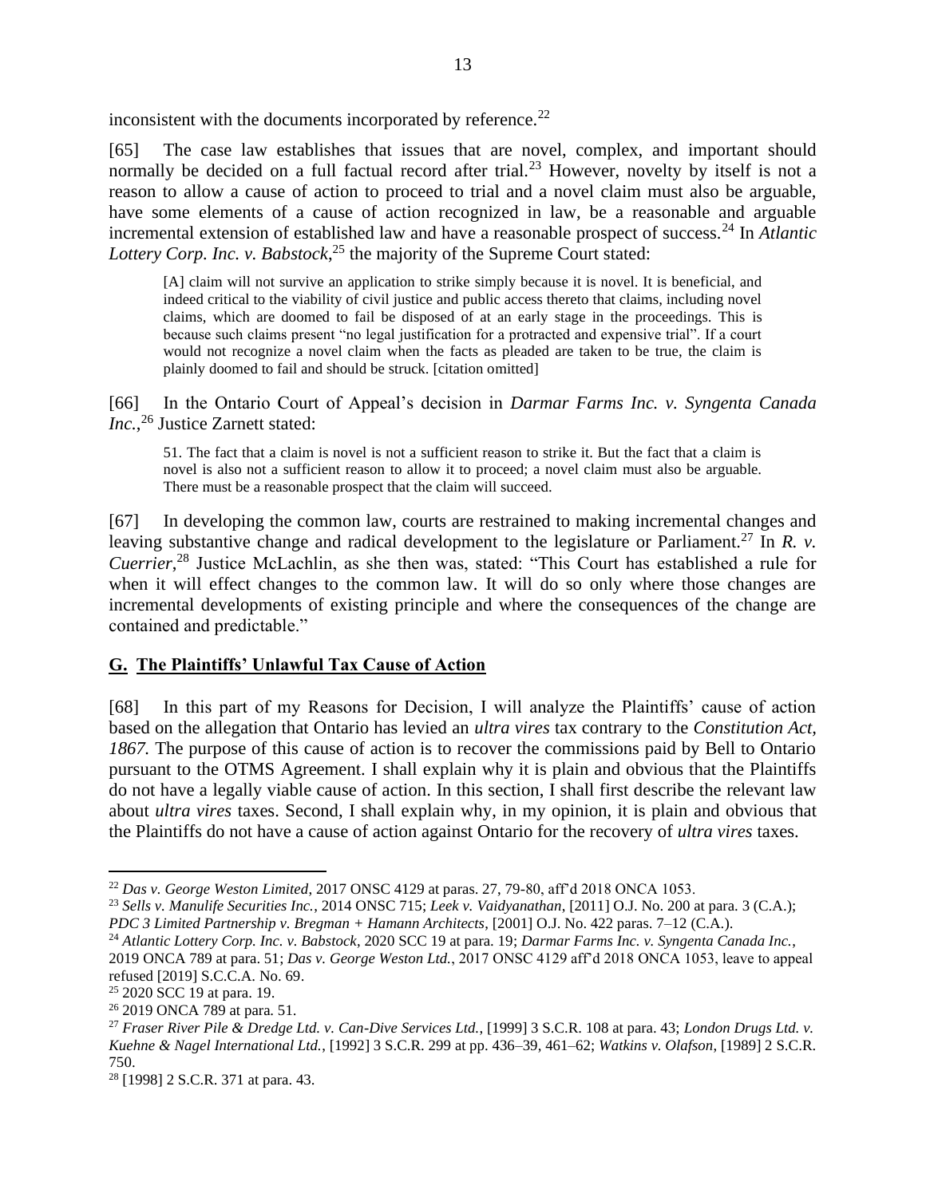inconsistent with the documents incorporated by reference.[22]

[65] The case law establishes that issues that are novel, complex, and important should normally be decided on a full factual record after trial.[23] However, novelty by itself is not a reason to allow a cause of action to proceed to trial and a novel claim must also be arguable, have some elements of a cause of action recognized in law, be a reasonable and arguable incremental extension of established law and have a reasonable prospect of success.[24] In *Atlantic Lottery Corp. Inc. v. Babstock*,[25] the majority of the Supreme Court stated:

> [A] claim will not survive an application to strike simply because it is novel. It is beneficial, and indeed critical to the viability of civil justice and public access thereto that claims, including novel claims, which are doomed to fail be disposed of at an early stage in the proceedings. This is because such claims present "no legal justification for a protracted and expensive trial". If a court would not recognize a novel claim when the facts as pleaded are taken to be true, the claim is plainly doomed to fail and should be struck. [citation omitted]

[66] In the Ontario Court of Appeal's decision in *Darmar Farms Inc. v. Syngenta Canada Inc.*,[26] Justice Zarnett stated:

> 51. The fact that a claim is novel is not a sufficient reason to strike it. But the fact that a claim is novel is also not a sufficient reason to allow it to proceed; a novel claim must also be arguable. There must be a reasonable prospect that the claim will succeed.

[67] In developing the common law, courts are restrained to making incremental changes and leaving substantive change and radical development to the legislature or Parliament.[27] In *R. v. Cuerrier*,[28] Justice McLachlin, as she then was, stated: "This Court has established a rule for when it will effect changes to the common law. It will do so only where those changes are incremental developments of existing principle and where the consequences of the change are contained and predictable."

## **G. The Plaintiffs' Unlawful Tax Cause of Action**

[68] In this part of my Reasons for Decision, I will analyze the Plaintiffs' cause of action based on the allegation that Ontario has levied an *ultra vires* tax contrary to the *Constitution Act, 1867.* The purpose of this cause of action is to recover the commissions paid by Bell to Ontario pursuant to the OTMS Agreement. I shall explain why it is plain and obvious that the Plaintiffs do not have a legally viable cause of action. In this section, I shall first describe the relevant law about *ultra vires* taxes. Second, I shall explain why, in my opinion, it is plain and obvious that the Plaintiffs do not have a cause of action against Ontario for the recovery of *ultra vires* taxes.

---

[22] *Das v. George Weston Limited*, 2017 ONSC 4129 at paras. 27, 79-80, aff'd 2018 ONCA 1053.

[23] *Sells v. Manulife Securities Inc.*, 2014 ONSC 715; *Leek v. Vaidyanathan*, [2011] O.J. No. 200 at para. 3 (C.A.); *PDC 3 Limited Partnership v. Bregman + Hamann Architects*, [2001] O.J. No. 422 paras. 7–12 (C.A.).

[24] *Atlantic Lottery Corp. Inc. v. Babstock*, 2020 SCC 19 at para. 19; *Darmar Farms Inc. v. Syngenta Canada Inc.*, 2019 ONCA 789 at para. 51; *Das v. George Weston Ltd.*, 2017 ONSC 4129 aff'd 2018 ONCA 1053, leave to appeal refused [2019] S.C.C.A. No. 69.

[25] 2020 SCC 19 at para. 19.

[26] 2019 ONCA 789 at para. 51.

[27] *Fraser River Pile & Dredge Ltd. v. Can-Dive Services Ltd.*, [1999] 3 S.C.R. 108 at para. 43; *London Drugs Ltd. v. Kuehne & Nagel International Ltd.*, [1992] 3 S.C.R. 299 at pp. 436–39, 461–62; *Watkins v. Olafson*, [1989] 2 S.C.R. 750.

[28] [1998] 2 S.C.R. 371 at para. 43.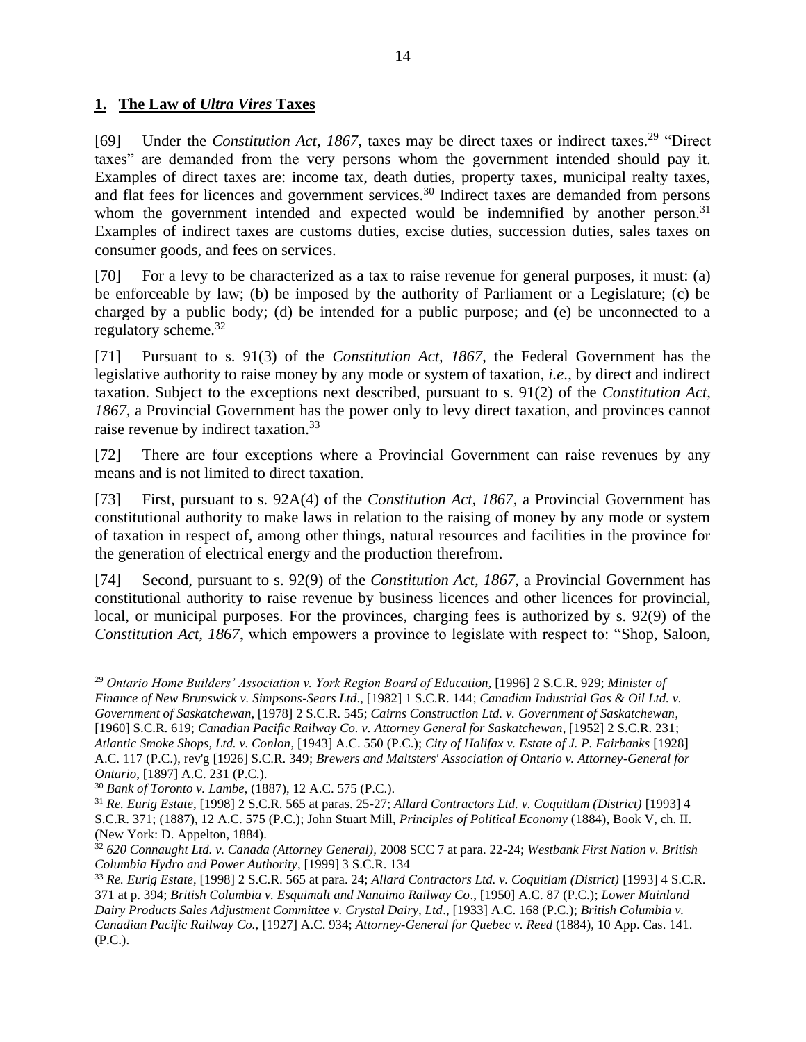## **1. The Law of *Ultra Vires* Taxes**

[69] Under the *Constitution Act, 1867*, taxes may be direct taxes or indirect taxes.[29] "Direct taxes" are demanded from the very persons whom the government intended should pay it. Examples of direct taxes are: income tax, death duties, property taxes, municipal realty taxes, and flat fees for licences and government services.[30] Indirect taxes are demanded from persons whom the government intended and expected would be indemnified by another person.[31] Examples of indirect taxes are customs duties, excise duties, succession duties, sales taxes on consumer goods, and fees on services.

[70] For a levy to be characterized as a tax to raise revenue for general purposes, it must: (a) be enforceable by law; (b) be imposed by the authority of Parliament or a Legislature; (c) be charged by a public body; (d) be intended for a public purpose; and (e) be unconnected to a regulatory scheme.[32]

[71] Pursuant to s. 91(3) of the *Constitution Act, 1867*, the Federal Government has the legislative authority to raise money by any mode or system of taxation, *i.e.*, by direct and indirect taxation. Subject to the exceptions next described, pursuant to s. 91(2) of the *Constitution Act, 1867*, a Provincial Government has the power only to levy direct taxation, and provinces cannot raise revenue by indirect taxation.[33]

[72] There are four exceptions where a Provincial Government can raise revenues by any means and is not limited to direct taxation.

[73] First, pursuant to s. 92A(4) of the *Constitution Act, 1867*, a Provincial Government has constitutional authority to make laws in relation to the raising of money by any mode or system of taxation in respect of, among other things, natural resources and facilities in the province for the generation of electrical energy and the production therefrom.

[74] Second, pursuant to s. 92(9) of the *Constitution Act, 1867*, a Provincial Government has constitutional authority to raise revenue by business licences and other licences for provincial, local, or municipal purposes. For the provinces, charging fees is authorized by s. 92(9) of the *Constitution Act, 1867*, which empowers a province to legislate with respect to: "Shop, Saloon,

---

[29] *Ontario Home Builders' Association v. York Region Board of Education,* [1996] 2 S.C.R. 929; *Minister of Finance of New Brunswick v. Simpsons-Sears Ltd*., [1982] 1 S.C.R. 144; *Canadian Industrial Gas & Oil Ltd. v. Government of Saskatchewan*, [1978] 2 S.C.R. 545; *Cairns Construction Ltd. v. Government of Saskatchewan*, [1960] S.C.R. 619; *Canadian Pacific Railway Co. v. Attorney General for Saskatchewan*, [1952] 2 S.C.R. 231; *Atlantic Smoke Shops, Ltd. v. Conlon*, [1943] A.C. 550 (P.C.); *City of Halifax v. Estate of J. P. Fairbanks* [1928] A.C. 117 (P.C.), rev'g [1926] S.C.R. 349; *Brewers and Maltsters' Association of Ontario v. Attorney-General for Ontario*, [1897] A.C. 231 (P.C.).

[30] *Bank of Toronto v. Lambe*, (1887), 12 A.C. 575 (P.C.).

[31] *Re. Eurig Estate*, [1998] 2 S.C.R. 565 at paras. 25-27; *Allard Contractors Ltd. v. Coquitlam (District)* [1993] 4 S.C.R. 371; (1887), 12 A.C. 575 (P.C.); John Stuart Mill, *Principles of Political Economy* (1884), Book V, ch. II. (New York: D. Appelton, 1884).

[32] *620 Connaught Ltd. v. Canada (Attorney General),* 2008 SCC 7 at para. 22-24; *Westbank First Nation v. British Columbia Hydro and Power Authority*, [1999] 3 S.C.R. 134

[33] *Re. Eurig Estate*, [1998] 2 S.C.R. 565 at para. 24; *Allard Contractors Ltd. v. Coquitlam (District)* [1993] 4 S.C.R. 371 at p. 394; *British Columbia v. Esquimalt and Nanaimo Railway Co*., [1950] A.C. 87 (P.C.); *Lower Mainland Dairy Products Sales Adjustment Committee v. Crystal Dairy, Ltd*., [1933] A.C. 168 (P.C.); *British Columbia v. Canadian Pacific Railway Co.,* [1927] A.C. 934; *Attorney-General for Quebec v. Reed* (1884), 10 App. Cas. 141. (P.C.).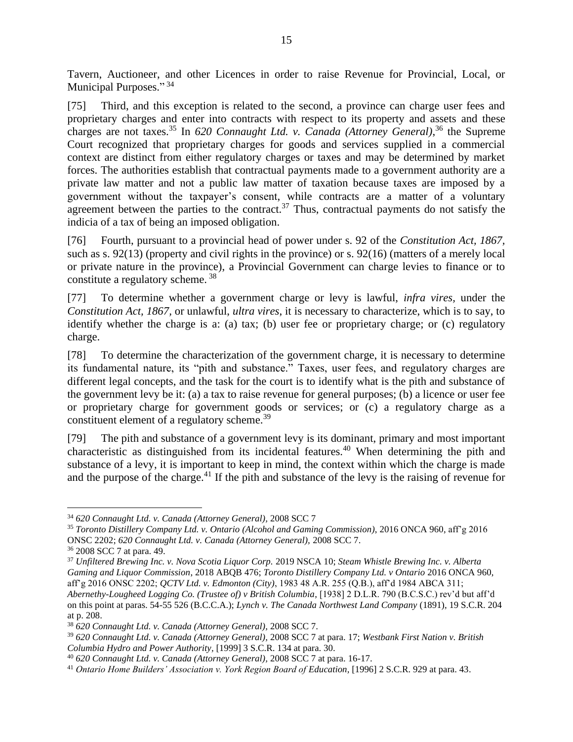Tavern, Auctioneer, and other Licences in order to raise Revenue for Provincial, Local, or Municipal Purposes." [34]

[75] Third, and this exception is related to the second, a province can charge user fees and proprietary charges and enter into contracts with respect to its property and assets and these charges are not taxes.[35] In *620 Connaught Ltd. v. Canada (Attorney General)*,[36] the Supreme Court recognized that proprietary charges for goods and services supplied in a commercial context are distinct from either regulatory charges or taxes and may be determined by market forces. The authorities establish that contractual payments made to a government authority are a private law matter and not a public law matter of taxation because taxes are imposed by a government without the taxpayer's consent, while contracts are a matter of a voluntary agreement between the parties to the contract.[37] Thus, contractual payments do not satisfy the indicia of a tax of being an imposed obligation.

[76] Fourth, pursuant to a provincial head of power under s. 92 of the *Constitution Act, 1867*, such as s. 92(13) (property and civil rights in the province) or s. 92(16) (matters of a merely local or private nature in the province), a Provincial Government can charge levies to finance or to constitute a regulatory scheme. [38]

[77] To determine whether a government charge or levy is lawful, *infra vires*, under the *Constitution Act, 1867*, or unlawful, *ultra vires*, it is necessary to characterize, which is to say, to identify whether the charge is a: (a) tax; (b) user fee or proprietary charge; or (c) regulatory charge.

[78] To determine the characterization of the government charge, it is necessary to determine its fundamental nature, its "pith and substance." Taxes, user fees, and regulatory charges are different legal concepts, and the task for the court is to identify what is the pith and substance of the government levy be it: (a) a tax to raise revenue for general purposes; (b) a licence or user fee or proprietary charge for government goods or services; or (c) a regulatory charge as a constituent element of a regulatory scheme.[39]

[79] The pith and substance of a government levy is its dominant, primary and most important characteristic as distinguished from its incidental features.[40] When determining the pith and substance of a levy, it is important to keep in mind, the context within which the charge is made and the purpose of the charge.[41] If the pith and substance of the levy is the raising of revenue for

---

[34] *620 Connaught Ltd. v. Canada (Attorney General)*, 2008 SCC 7

[35] *Toronto Distillery Company Ltd. v. Ontario (Alcohol and Gaming Commission)*, 2016 ONCA 960, aff'g 2016 ONSC 2202; *620 Connaught Ltd. v. Canada (Attorney General)*, 2008 SCC 7.

[36] 2008 SCC 7 at para. 49.

[37] *Unfiltered Brewing Inc. v. Nova Scotia Liquor Corp.* 2019 NSCA 10; *Steam Whistle Brewing Inc. v. Alberta Gaming and Liquor Commission*, 2018 ABQB 476; *Toronto Distillery Company Ltd. v Ontario* 2016 ONCA 960, aff'g 2016 ONSC 2202; *QCTV Ltd. v. Edmonton (City)*, 1983 48 A.R. 255 (Q.B.), aff'd 1984 ABCA 311; *Abernethy-Lougheed Logging Co. (Trustee of) v British Columbia*, [1938] 2 D.L.R. 790 (B.C.S.C.) rev'd but aff'd on this point at paras. 54-55 526 (B.C.C.A.); *Lynch v. The Canada Northwest Land Company* (1891), 19 S.C.R. 204 at p. 208.

[38] *620 Connaught Ltd. v. Canada (Attorney General)*, 2008 SCC 7.

[39] *620 Connaught Ltd. v. Canada (Attorney General)*, 2008 SCC 7 at para. 17; *Westbank First Nation v. British Columbia Hydro and Power Authority*, [1999] 3 S.C.R. 134 at para. 30.

[40] *620 Connaught Ltd. v. Canada (Attorney General)*, 2008 SCC 7 at para. 16-17.

[41] *Ontario Home Builders' Association v. York Region Board of Education*, [1996] 2 S.C.R. 929 at para. 43.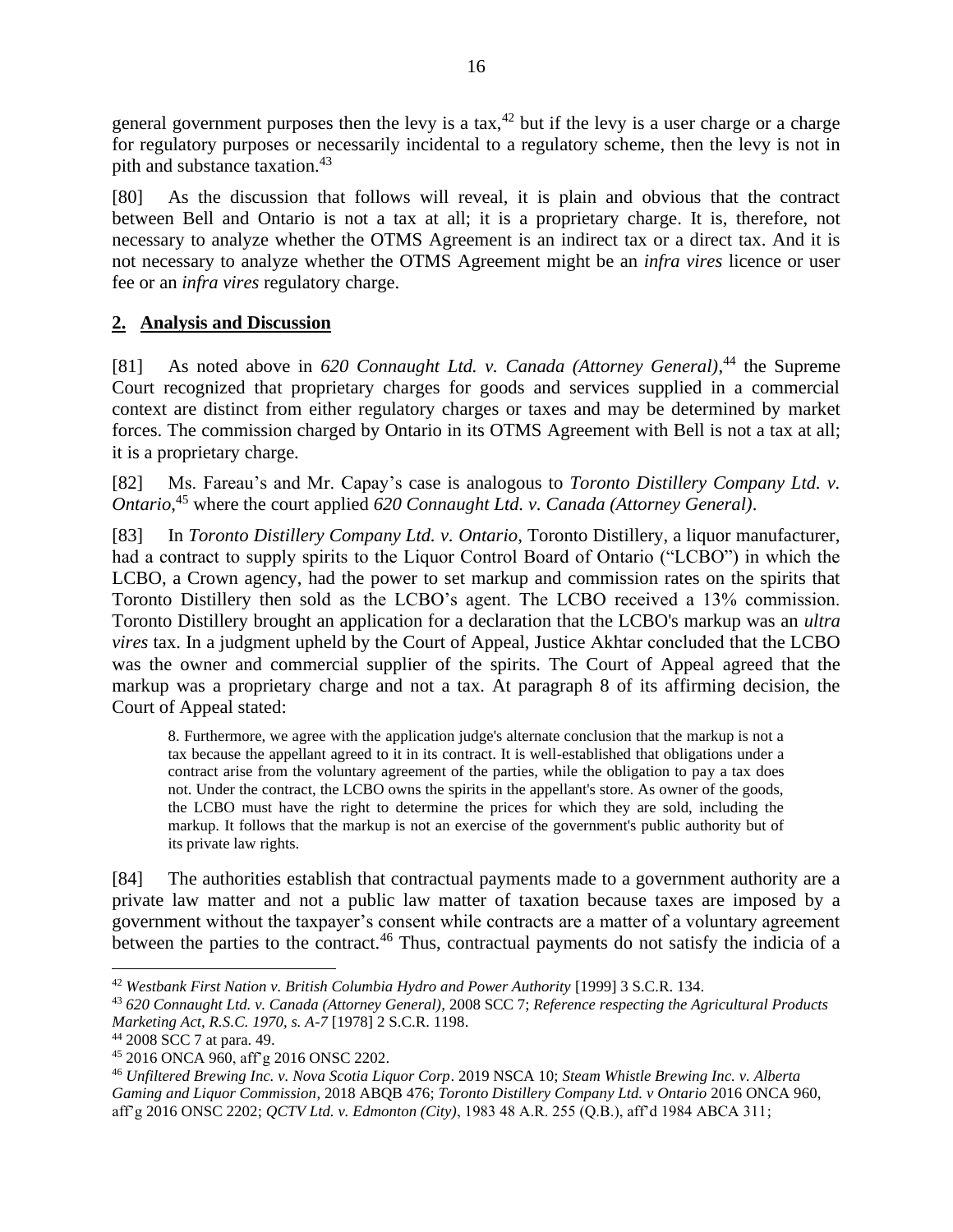general government purposes then the levy is a tax,[42] but if the levy is a user charge or a charge for regulatory purposes or necessarily incidental to a regulatory scheme, then the levy is not in pith and substance taxation.[43]

[80] As the discussion that follows will reveal, it is plain and obvious that the contract between Bell and Ontario is not a tax at all; it is a proprietary charge. It is, therefore, not necessary to analyze whether the OTMS Agreement is an indirect tax or a direct tax. And it is not necessary to analyze whether the OTMS Agreement might be an *infra vires* licence or user fee or an *infra vires* regulatory charge.

## **2. Analysis and Discussion**

[81] As noted above in *620 Connaught Ltd. v. Canada (Attorney General)*,[44] the Supreme Court recognized that proprietary charges for goods and services supplied in a commercial context are distinct from either regulatory charges or taxes and may be determined by market forces. The commission charged by Ontario in its OTMS Agreement with Bell is not a tax at all; it is a proprietary charge.

[82] Ms. Fareau's and Mr. Capay's case is analogous to *Toronto Distillery Company Ltd. v. Ontario*,[45] where the court applied *620 Connaught Ltd. v. Canada (Attorney General)*.

[83] In *Toronto Distillery Company Ltd. v. Ontario*, Toronto Distillery, a liquor manufacturer, had a contract to supply spirits to the Liquor Control Board of Ontario ("LCBO") in which the LCBO, a Crown agency, had the power to set markup and commission rates on the spirits that Toronto Distillery then sold as the LCBO's agent. The LCBO received a 13% commission. Toronto Distillery brought an application for a declaration that the LCBO's markup was an *ultra vires* tax. In a judgment upheld by the Court of Appeal, Justice Akhtar concluded that the LCBO was the owner and commercial supplier of the spirits. The Court of Appeal agreed that the markup was a proprietary charge and not a tax. At paragraph 8 of its affirming decision, the Court of Appeal stated:

> 8. Furthermore, we agree with the application judge's alternate conclusion that the markup is not a tax because the appellant agreed to it in its contract. It is well-established that obligations under a contract arise from the voluntary agreement of the parties, while the obligation to pay a tax does not. Under the contract, the LCBO owns the spirits in the appellant's store. As owner of the goods, the LCBO must have the right to determine the prices for which they are sold, including the markup. It follows that the markup is not an exercise of the government's public authority but of its private law rights.

[84] The authorities establish that contractual payments made to a government authority are a private law matter and not a public law matter of taxation because taxes are imposed by a government without the taxpayer's consent while contracts are a matter of a voluntary agreement between the parties to the contract.[46] Thus, contractual payments do not satisfy the indicia of a

---

[42] *Westbank First Nation v. British Columbia Hydro and Power Authority* [1999] 3 S.C.R. 134.

[43] *620 Connaught Ltd. v. Canada (Attorney General),* 2008 SCC 7; *Reference respecting the Agricultural Products Marketing Act, R.S.C. 1970, s. A-7* [1978] 2 S.C.R. 1198.

[44] 2008 SCC 7 at para. 49.

[45] 2016 ONCA 960, aff'g 2016 ONSC 2202.

[46] *Unfiltered Brewing Inc. v. Nova Scotia Liquor Corp*. 2019 NSCA 10; *Steam Whistle Brewing Inc. v. Alberta Gaming and Liquor Commission*, 2018 ABQB 476; *Toronto Distillery Company Ltd. v Ontario* 2016 ONCA 960, aff'g 2016 ONSC 2202; *QCTV Ltd. v. Edmonton (City)*, 1983 48 A.R. 255 (Q.B.), aff'd 1984 ABCA 311;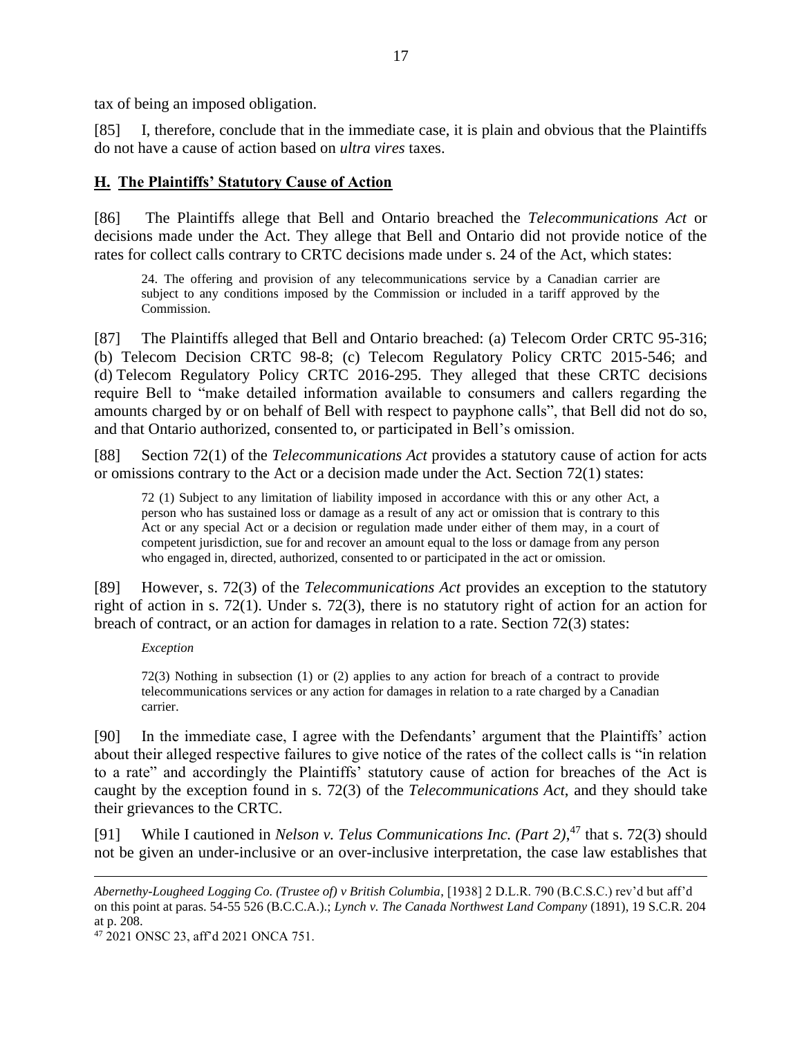tax of being an imposed obligation.

[85] I, therefore, conclude that in the immediate case, it is plain and obvious that the Plaintiffs do not have a cause of action based on *ultra vires* taxes.

## H. The Plaintiffs' Statutory Cause of Action

[86] The Plaintiffs allege that Bell and Ontario breached the *Telecommunications Act* or decisions made under the Act. They allege that Bell and Ontario did not provide notice of the rates for collect calls contrary to CRTC decisions made under s. 24 of the Act, which states:

> 24. The offering and provision of any telecommunications service by a Canadian carrier are subject to any conditions imposed by the Commission or included in a tariff approved by the Commission.

[87] The Plaintiffs alleged that Bell and Ontario breached: (a) Telecom Order CRTC 95-316; (b) Telecom Decision CRTC 98-8; (c) Telecom Regulatory Policy CRTC 2015-546; and (d) Telecom Regulatory Policy CRTC 2016-295. They alleged that these CRTC decisions require Bell to "make detailed information available to consumers and callers regarding the amounts charged by or on behalf of Bell with respect to payphone calls", that Bell did not do so, and that Ontario authorized, consented to, or participated in Bell's omission.

[88] Section 72(1) of the *Telecommunications Act* provides a statutory cause of action for acts or omissions contrary to the Act or a decision made under the Act. Section 72(1) states:

> 72 (1) Subject to any limitation of liability imposed in accordance with this or any other Act, a person who has sustained loss or damage as a result of any act or omission that is contrary to this Act or any special Act or a decision or regulation made under either of them may, in a court of competent jurisdiction, sue for and recover an amount equal to the loss or damage from any person who engaged in, directed, authorized, consented to or participated in the act or omission.

[89] However, s. 72(3) of the *Telecommunications Act* provides an exception to the statutory right of action in s. 72(1). Under s. 72(3), there is no statutory right of action for an action for breach of contract, or an action for damages in relation to a rate. Section 72(3) states:

> *Exception*
>
> 72(3) Nothing in subsection (1) or (2) applies to any action for breach of a contract to provide telecommunications services or any action for damages in relation to a rate charged by a Canadian carrier.

[90] In the immediate case, I agree with the Defendants' argument that the Plaintiffs' action about their alleged respective failures to give notice of the rates of the collect calls is "in relation to a rate" and accordingly the Plaintiffs' statutory cause of action for breaches of the Act is caught by the exception found in s. 72(3) of the *Telecommunications Act*, and they should take their grievances to the CRTC.

[91] While I cautioned in *Nelson v. Telus Communications Inc. (Part 2)*,[47] that s. 72(3) should not be given an under-inclusive or an over-inclusive interpretation, the case law establishes that

---

*Abernethy-Lougheed Logging Co. (Trustee of) v British Columbia*, [1938] 2 D.L.R. 790 (B.C.S.C.) rev'd but aff'd on this point at paras. 54-55 526 (B.C.C.A.).; *Lynch v. The Canada Northwest Land Company* (1891), 19 S.C.R. 204 at p. 208.

[47] 2021 ONSC 23, aff'd 2021 ONCA 751.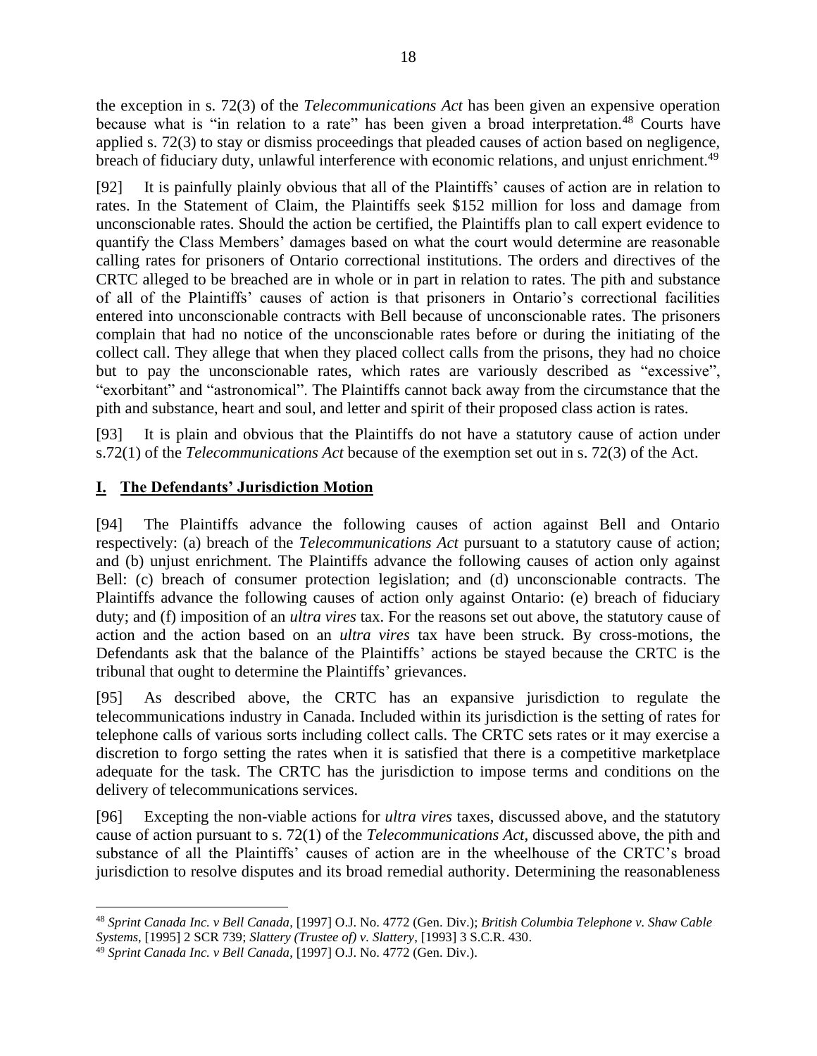the exception in s. 72(3) of the *Telecommunications Act* has been given an expensive operation because what is "in relation to a rate" has been given a broad interpretation.[48] Courts have applied s. 72(3) to stay or dismiss proceedings that pleaded causes of action based on negligence, breach of fiduciary duty, unlawful interference with economic relations, and unjust enrichment.[49]

[92] It is painfully plainly obvious that all of the Plaintiffs' causes of action are in relation to rates. In the Statement of Claim, the Plaintiffs seek $152 million for loss and damage from unconscionable rates. Should the action be certified, the Plaintiffs plan to call expert evidence to quantify the Class Members' damages based on what the court would determine are reasonable calling rates for prisoners of Ontario correctional institutions. The orders and directives of the CRTC alleged to be breached are in whole or in part in relation to rates. The pith and substance of all of the Plaintiffs' causes of action is that prisoners in Ontario's correctional facilities entered into unconscionable contracts with Bell because of unconscionable rates. The prisoners complain that had no notice of the unconscionable rates before or during the initiating of the collect call. They allege that when they placed collect calls from the prisons, they had no choice but to pay the unconscionable rates, which rates are variously described as "excessive", "exorbitant" and "astronomical". The Plaintiffs cannot back away from the circumstance that the pith and substance, heart and soul, and letter and spirit of their proposed class action is rates.

[93] It is plain and obvious that the Plaintiffs do not have a statutory cause of action under s.72(1) of the *Telecommunications Act* because of the exemption set out in s. 72(3) of the Act.

## I. The Defendants' Jurisdiction Motion

[94] The Plaintiffs advance the following causes of action against Bell and Ontario respectively: (a) breach of the *Telecommunications Act* pursuant to a statutory cause of action; and (b) unjust enrichment. The Plaintiffs advance the following causes of action only against Bell: (c) breach of consumer protection legislation; and (d) unconscionable contracts. The Plaintiffs advance the following causes of action only against Ontario: (e) breach of fiduciary duty; and (f) imposition of an *ultra vires* tax. For the reasons set out above, the statutory cause of action and the action based on an *ultra vires* tax have been struck. By cross-motions, the Defendants ask that the balance of the Plaintiffs' actions be stayed because the CRTC is the tribunal that ought to determine the Plaintiffs' grievances.

[95] As described above, the CRTC has an expansive jurisdiction to regulate the telecommunications industry in Canada. Included within its jurisdiction is the setting of rates for telephone calls of various sorts including collect calls. The CRTC sets rates or it may exercise a discretion to forgo setting the rates when it is satisfied that there is a competitive marketplace adequate for the task. The CRTC has the jurisdiction to impose terms and conditions on the delivery of telecommunications services.

[96] Excepting the non-viable actions for *ultra vires* taxes, discussed above, and the statutory cause of action pursuant to s. 72(1) of the *Telecommunications Act*, discussed above, the pith and substance of all the Plaintiffs' causes of action are in the wheelhouse of the CRTC's broad jurisdiction to resolve disputes and its broad remedial authority. Determining the reasonableness

---

[48] *Sprint Canada Inc. v Bell Canada*, [1997] O.J. No. 4772 (Gen. Div.); *British Columbia Telephone v. Shaw Cable Systems*, [1995] 2 SCR 739; *Slattery (Trustee of) v. Slattery*, [1993] 3 S.C.R. 430.

[49] *Sprint Canada Inc. v Bell Canada*, [1997] O.J. No. 4772 (Gen. Div.).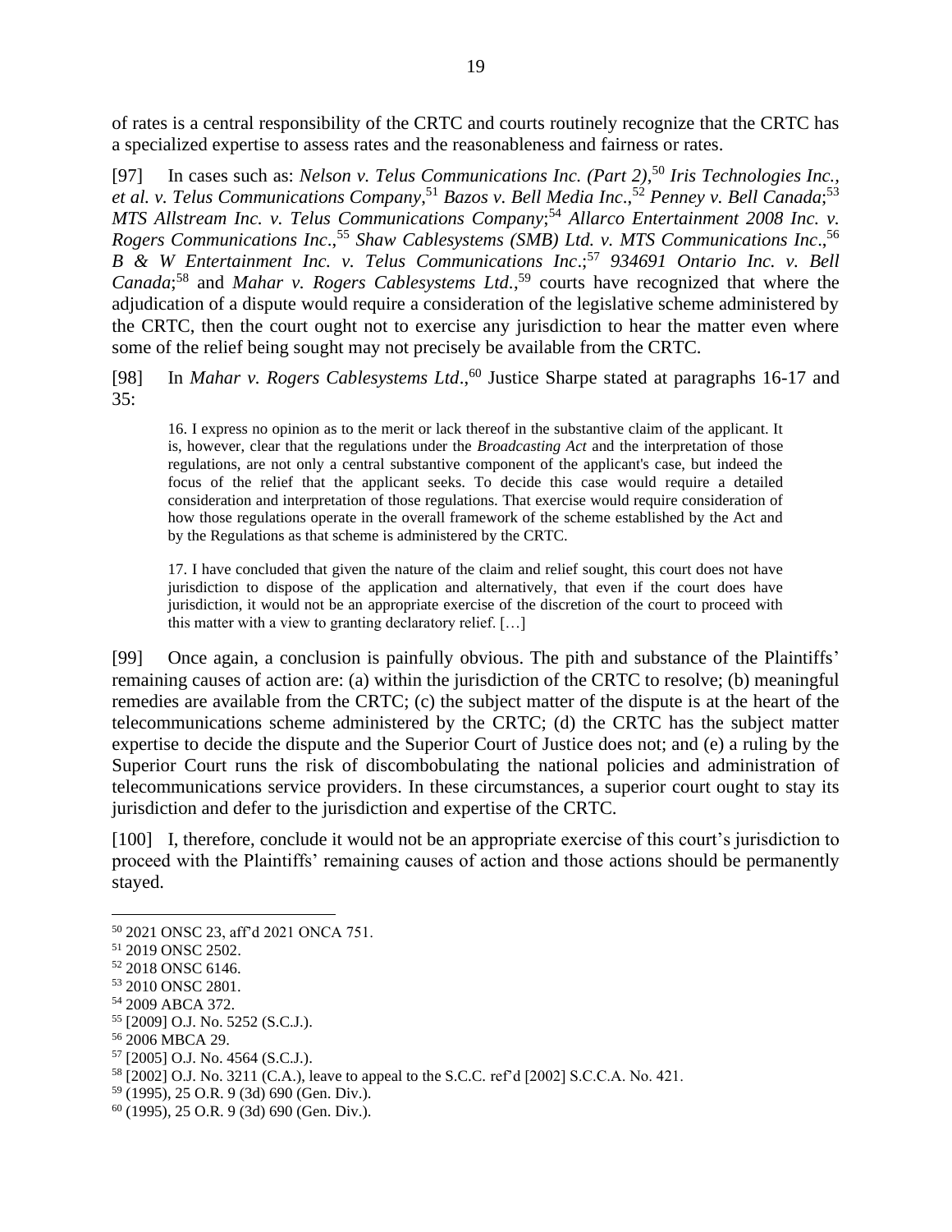of rates is a central responsibility of the CRTC and courts routinely recognize that the CRTC has a specialized expertise to assess rates and the reasonableness and fairness or rates.

[97] In cases such as: *Nelson v. Telus Communications Inc. (Part 2),*[50] *Iris Technologies Inc., et al. v. Telus Communications Company*,[51] *Bazos v. Bell Media Inc*.,[52] *Penney v. Bell Canada*;[53] *MTS Allstream Inc. v. Telus Communications Company*;[54] *Allarco Entertainment 2008 Inc. v. Rogers Communications Inc*.,[55] *Shaw Cablesystems (SMB) Ltd. v. MTS Communications Inc*.,[56] *B & W Entertainment Inc. v. Telus Communications Inc*.;[57] *934691 Ontario Inc. v. Bell Canada*;[58] and *Mahar v. Rogers Cablesystems Ltd.*,[59] courts have recognized that where the adjudication of a dispute would require a consideration of the legislative scheme administered by the CRTC, then the court ought not to exercise any jurisdiction to hear the matter even where some of the relief being sought may not precisely be available from the CRTC.

[98] In *Mahar v. Rogers Cablesystems Ltd*.,[60] Justice Sharpe stated at paragraphs 16-17 and 35:

> 16. I express no opinion as to the merit or lack thereof in the substantive claim of the applicant. It is, however, clear that the regulations under the *Broadcasting Act* and the interpretation of those regulations, are not only a central substantive component of the applicant's case, but indeed the focus of the relief that the applicant seeks. To decide this case would require a detailed consideration and interpretation of those regulations. That exercise would require consideration of how those regulations operate in the overall framework of the scheme established by the Act and by the Regulations as that scheme is administered by the CRTC.
>
> 17. I have concluded that given the nature of the claim and relief sought, this court does not have jurisdiction to dispose of the application and alternatively, that even if the court does have jurisdiction, it would not be an appropriate exercise of the discretion of the court to proceed with this matter with a view to granting declaratory relief. […]

[99] Once again, a conclusion is painfully obvious. The pith and substance of the Plaintiffs' remaining causes of action are: (a) within the jurisdiction of the CRTC to resolve; (b) meaningful remedies are available from the CRTC; (c) the subject matter of the dispute is at the heart of the telecommunications scheme administered by the CRTC; (d) the CRTC has the subject matter expertise to decide the dispute and the Superior Court of Justice does not; and (e) a ruling by the Superior Court runs the risk of discombobulating the national policies and administration of telecommunications service providers. In these circumstances, a superior court ought to stay its jurisdiction and defer to the jurisdiction and expertise of the CRTC.

[100] I, therefore, conclude it would not be an appropriate exercise of this court's jurisdiction to proceed with the Plaintiffs' remaining causes of action and those actions should be permanently stayed.

---

[50] 2021 ONSC 23, aff'd 2021 ONCA 751.
[51] 2019 ONSC 2502.
[52] 2018 ONSC 6146.
[53] 2010 ONSC 2801.
[54] 2009 ABCA 372.
[55] [2009] O.J. No. 5252 (S.C.J.).
[56] 2006 MBCA 29.
[57] [2005] O.J. No. 4564 (S.C.J.).
[58] [2002] O.J. No. 3211 (C.A.), leave to appeal to the S.C.C. ref'd [2002] S.C.C.A. No. 421.
[59] (1995), 25 O.R. 9 (3d) 690 (Gen. Div.).
[60] (1995), 25 O.R. 9 (3d) 690 (Gen. Div.).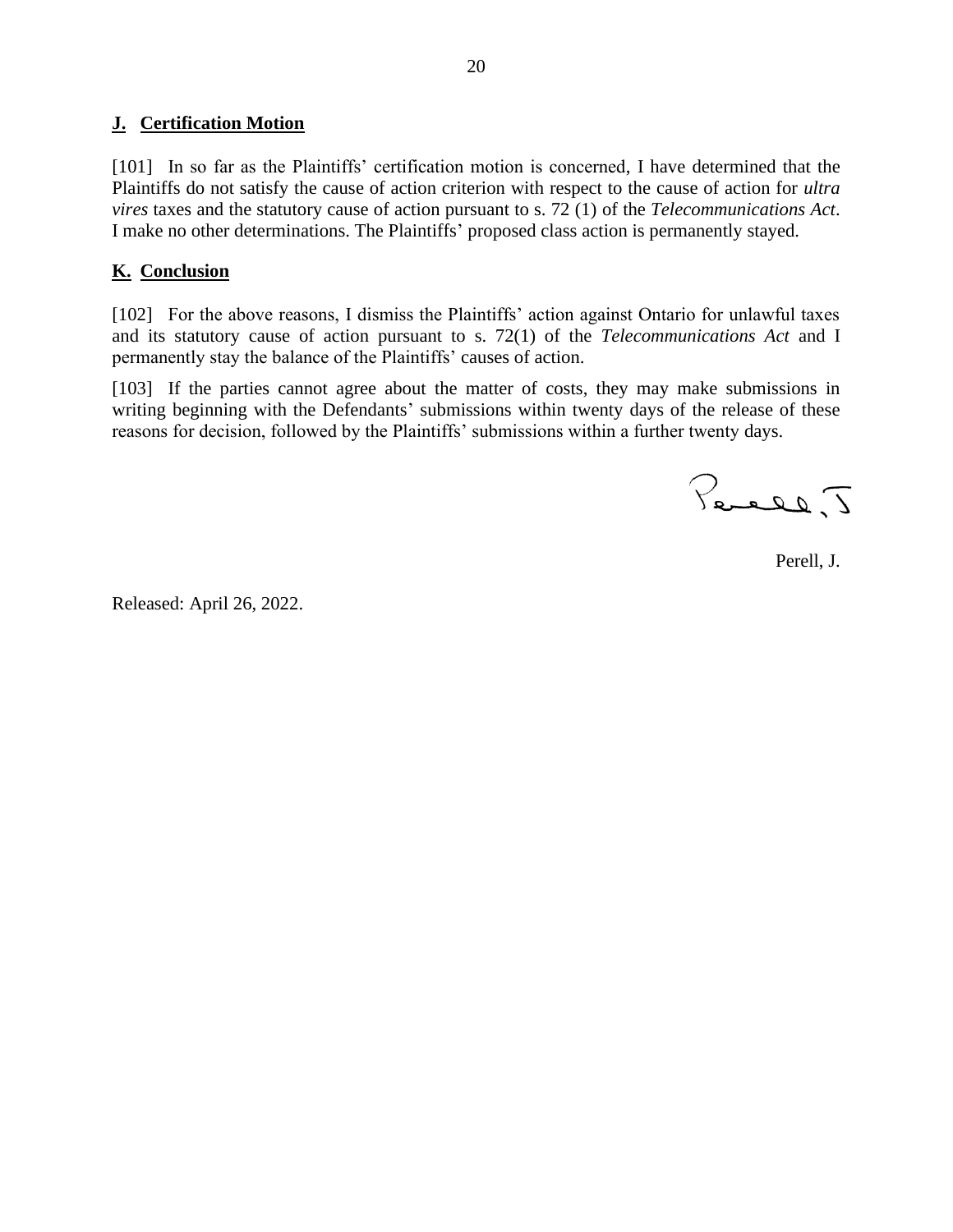## J. Certification Motion

[101] In so far as the Plaintiffs' certification motion is concerned, I have determined that the Plaintiffs do not satisfy the cause of action criterion with respect to the cause of action for *ultra vires* taxes and the statutory cause of action pursuant to s. 72 (1) of the *Telecommunications Act*. I make no other determinations. The Plaintiffs' proposed class action is permanently stayed.

## K. Conclusion

[102] For the above reasons, I dismiss the Plaintiffs' action against Ontario for unlawful taxes and its statutory cause of action pursuant to s. 72(1) of the *Telecommunications Act* and I permanently stay the balance of the Plaintiffs' causes of action.

[103] If the parties cannot agree about the matter of costs, they may make submissions in writing beginning with the Defendants' submissions within twenty days of the release of these reasons for decision, followed by the Plaintiffs' submissions within a further twenty days.

Perell, J.

Perell, J.

Released: April 26, 2022.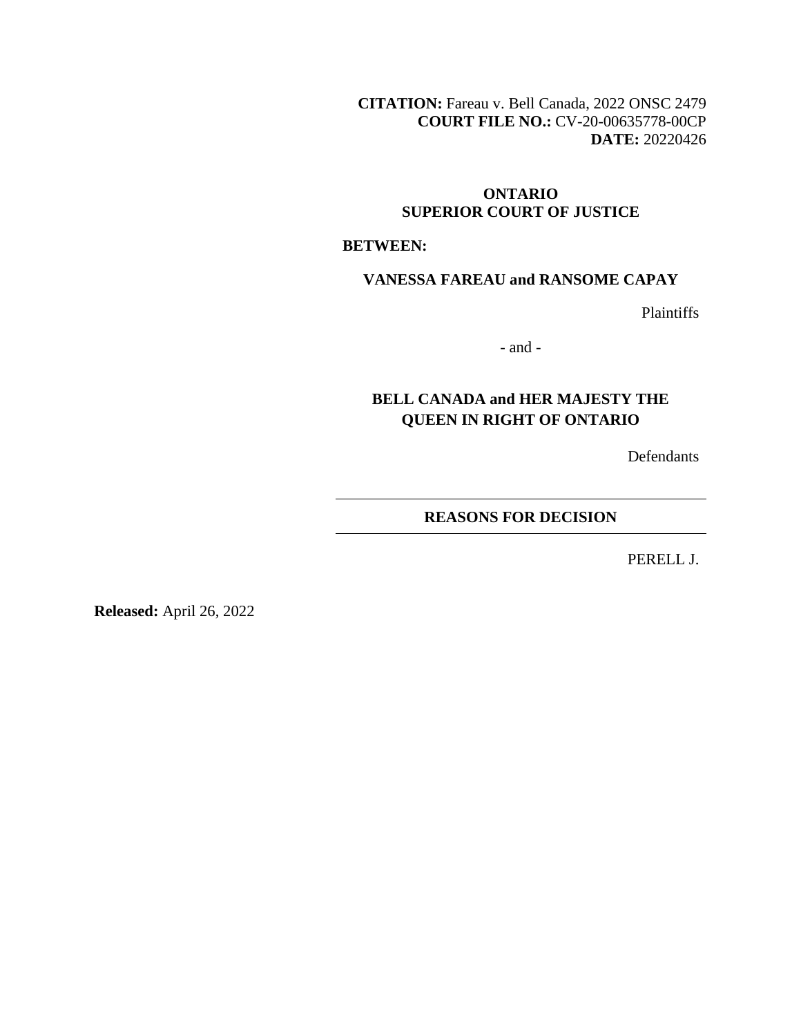**CITATION:** Fareau v. Bell Canada, 2022 ONSC 2479
**COURT FILE NO.:** CV-20-00635778-00CP
**DATE:** 20220426

**ONTARIO**
**SUPERIOR COURT OF JUSTICE**

**BETWEEN:**

**VANESSA FAREAU and RANSOME CAPAY**

Plaintiffs

- and -

**BELL CANADA and HER MAJESTY THE QUEEN IN RIGHT OF ONTARIO**

Defendants

---

**REASONS FOR DECISION**

---

PERELL J.

**Released:** April 26, 2022